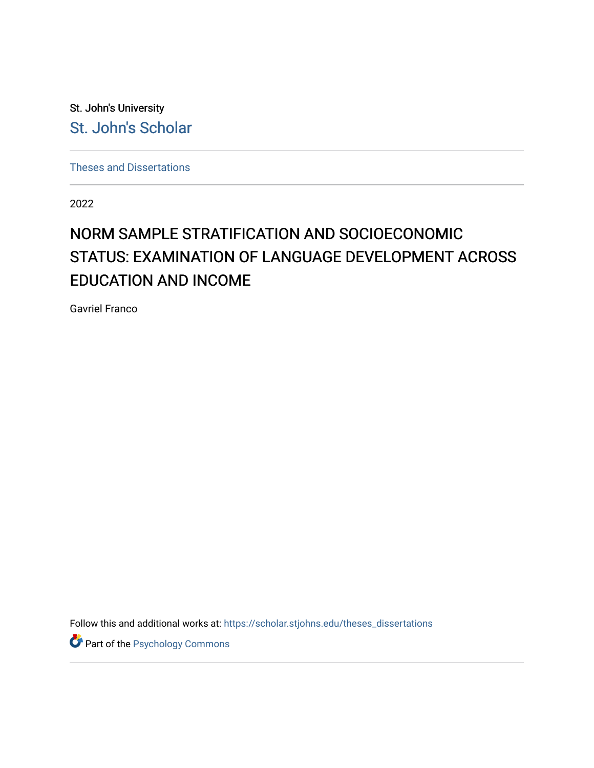St. John's University

St. John's Scholar

Theses and Dissertations

2022

# NORM SAMPLE STRATIFICATION AND SOCIOECONOMIC STATUS: EXAMINATION OF LANGUAGE DEVELOPMENT ACROSS EDUCATION AND INCOME

Gavriel Franco

Follow this and additional works at: https://scholar.stjohns.edu/theses_dissertations

Part of the Psychology Commons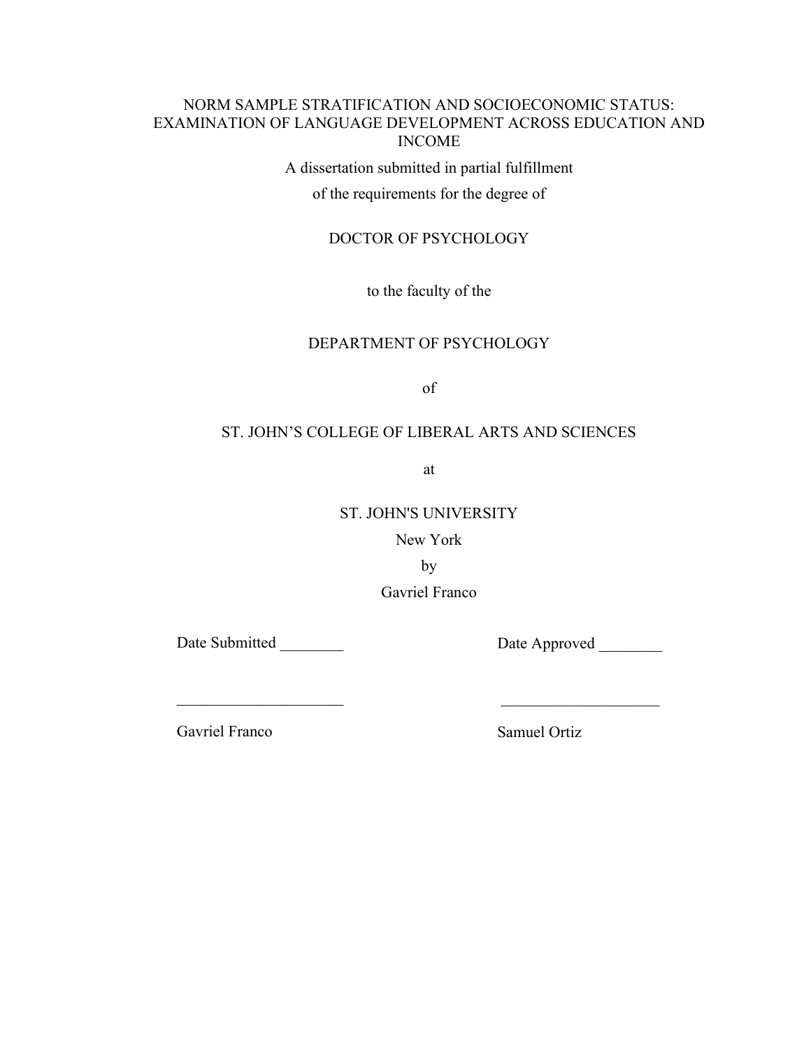# NORM SAMPLE STRATIFICATION AND SOCIOECONOMIC STATUS: EXAMINATION OF LANGUAGE DEVELOPMENT ACROSS EDUCATION AND INCOME

A dissertation submitted in partial fulfillment

of the requirements for the degree of

DOCTOR OF PSYCHOLOGY

to the faculty of the

DEPARTMENT OF PSYCHOLOGY

of

ST. JOHN'S COLLEGE OF LIBERAL ARTS AND SCIENCES

at

ST. JOHN'S UNIVERSITY

New York

by

Gavriel Franco

Date Submitted ________ Date Approved ________

_____________________ _____________________

Gavriel Franco Samuel Ortiz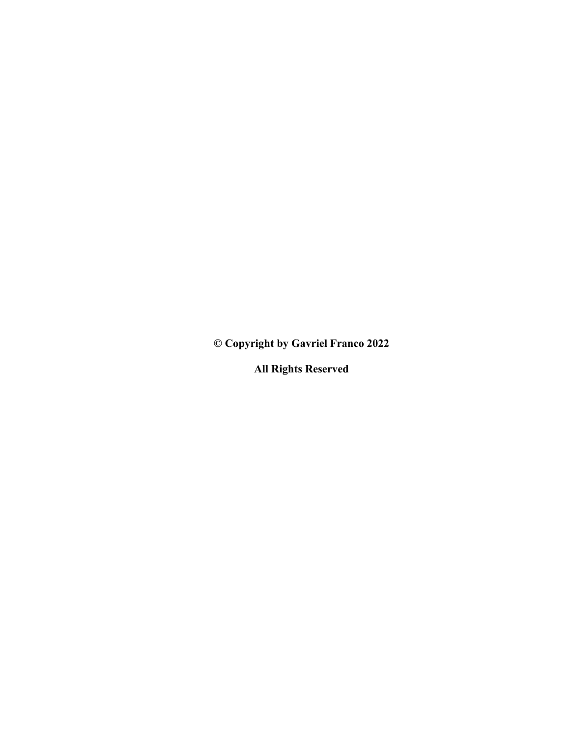**© Copyright by Gavriel Franco 2022**

**All Rights Reserved**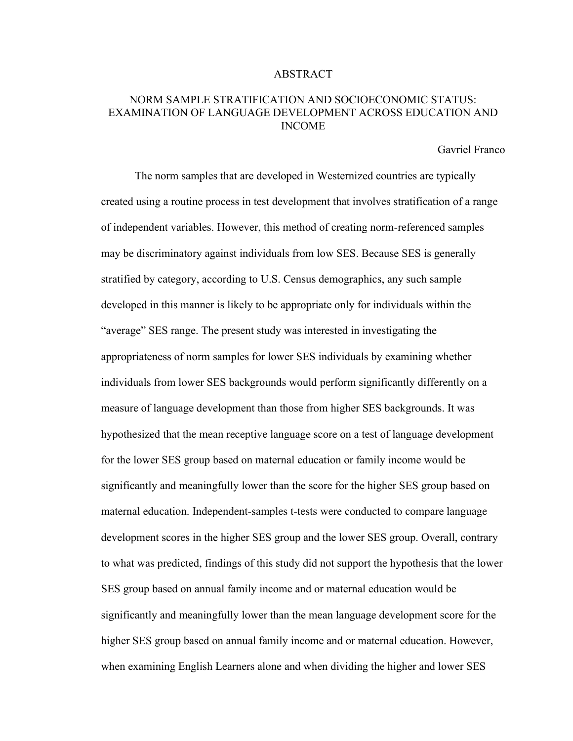# ABSTRACT

## NORM SAMPLE STRATIFICATION AND SOCIOECONOMIC STATUS: EXAMINATION OF LANGUAGE DEVELOPMENT ACROSS EDUCATION AND INCOME

Gavriel Franco

The norm samples that are developed in Westernized countries are typically created using a routine process in test development that involves stratification of a range of independent variables. However, this method of creating norm-referenced samples may be discriminatory against individuals from low SES. Because SES is generally stratified by category, according to U.S. Census demographics, any such sample developed in this manner is likely to be appropriate only for individuals within the "average" SES range. The present study was interested in investigating the appropriateness of norm samples for lower SES individuals by examining whether individuals from lower SES backgrounds would perform significantly differently on a measure of language development than those from higher SES backgrounds. It was hypothesized that the mean receptive language score on a test of language development for the lower SES group based on maternal education or family income would be significantly and meaningfully lower than the score for the higher SES group based on maternal education. Independent-samples t-tests were conducted to compare language development scores in the higher SES group and the lower SES group. Overall, contrary to what was predicted, findings of this study did not support the hypothesis that the lower SES group based on annual family income and or maternal education would be significantly and meaningfully lower than the mean language development score for the higher SES group based on annual family income and or maternal education. However, when examining English Learners alone and when dividing the higher and lower SES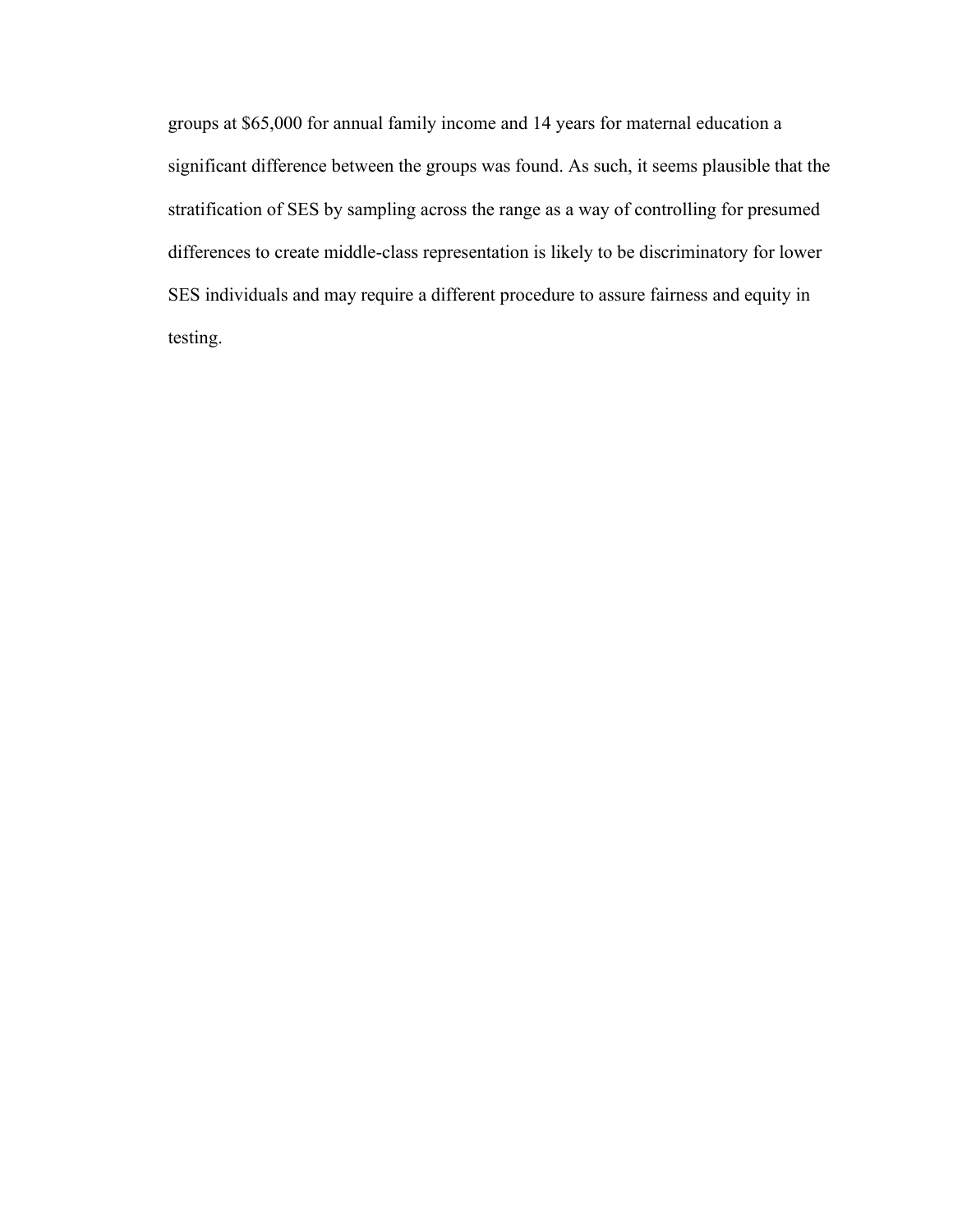groups at $65,000 for annual family income and 14 years for maternal education a significant difference between the groups was found. As such, it seems plausible that the stratification of SES by sampling across the range as a way of controlling for presumed differences to create middle-class representation is likely to be discriminatory for lower SES individuals and may require a different procedure to assure fairness and equity in testing.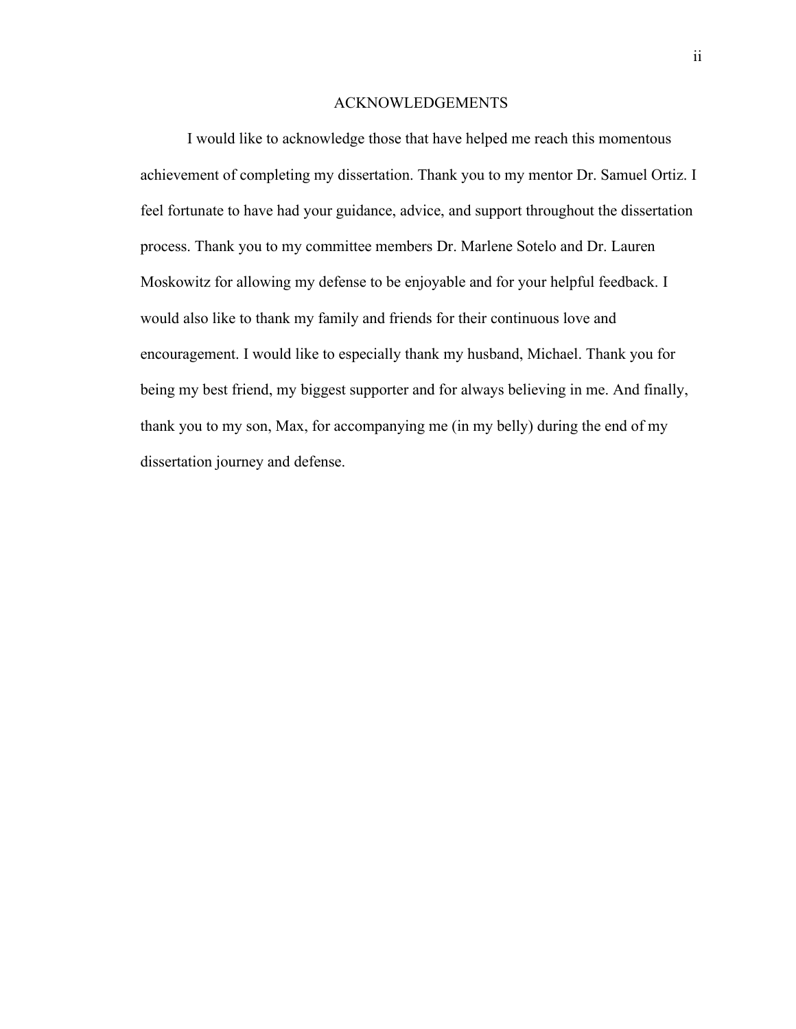# ACKNOWLEDGEMENTS

I would like to acknowledge those that have helped me reach this momentous achievement of completing my dissertation. Thank you to my mentor Dr. Samuel Ortiz. I feel fortunate to have had your guidance, advice, and support throughout the dissertation process. Thank you to my committee members Dr. Marlene Sotelo and Dr. Lauren Moskowitz for allowing my defense to be enjoyable and for your helpful feedback. I would also like to thank my family and friends for their continuous love and encouragement. I would like to especially thank my husband, Michael. Thank you for being my best friend, my biggest supporter and for always believing in me. And finally, thank you to my son, Max, for accompanying me (in my belly) during the end of my dissertation journey and defense.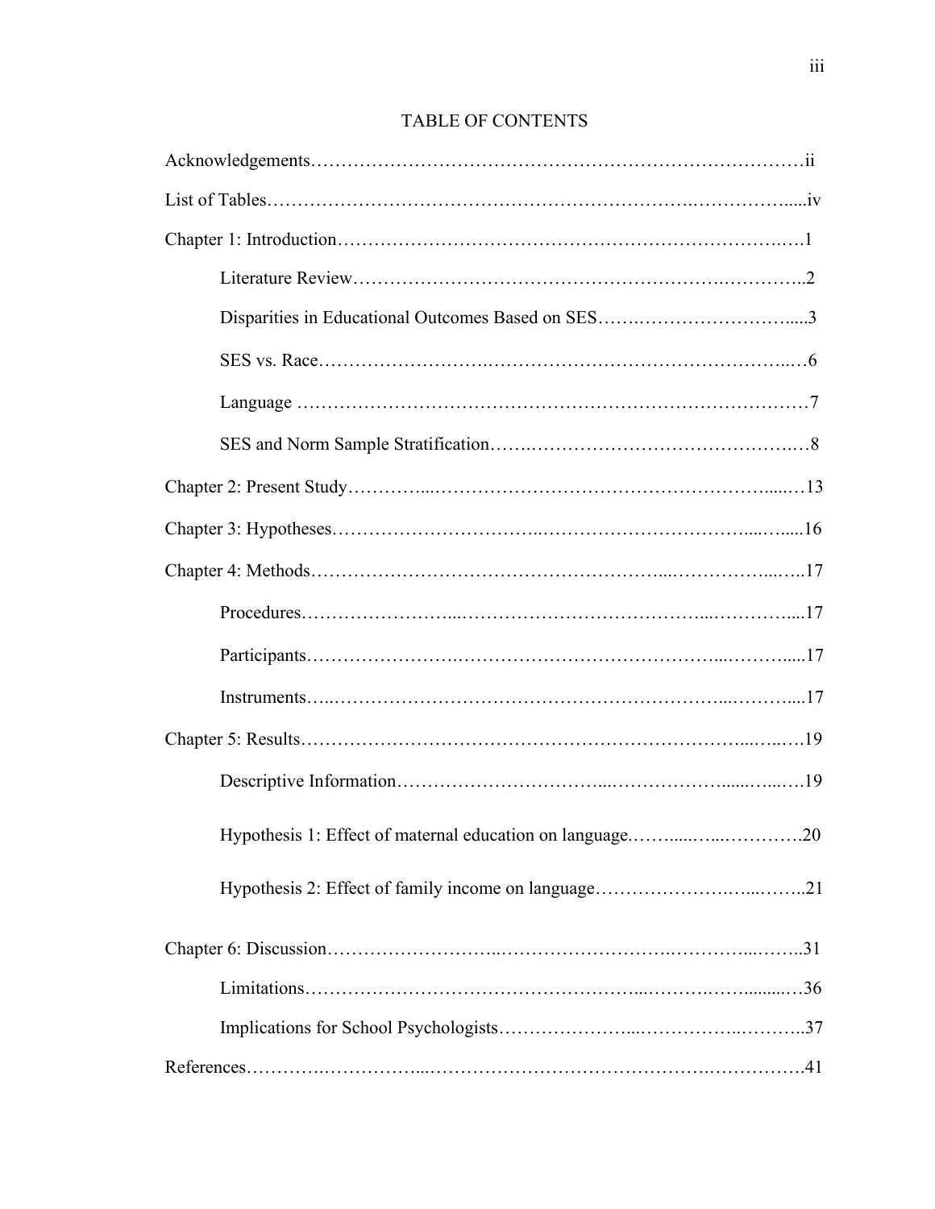# TABLE OF CONTENTS

Acknowledgements……………………………………………………………………ii

List of Tables……………………………………………………………………iv

Chapter 1: Introduction……………………………………………………………………1

- Literature Review……………………………………………………………………2
- Disparities in Educational Outcomes Based on SES……………………………3
- SES vs. Race……………………………………………………………………6
- Language ……………………………………………………………………7
- SES and Norm Sample Stratification……………………………………………8

Chapter 2: Present Study……………………………………………………………13

Chapter 3: Hypotheses……………………………………………………………16

Chapter 4: Methods……………………………………………………………17

- Procedures……………………………………………………………………17
- Participants……………………………………………………………………17
- Instruments……………………………………………………………………17

Chapter 5: Results……………………………………………………………19

- Descriptive Information……………………………………………………………19
- Hypothesis 1: Effect of maternal education on language.……………………20
- Hypothesis 2: Effect of family income on language……………………………21

Chapter 6: Discussion……………………………………………………………31

- Limitations……………………………………………………………………36
- Implications for School Psychologists……………………………………………37

References……………………………………………………………………41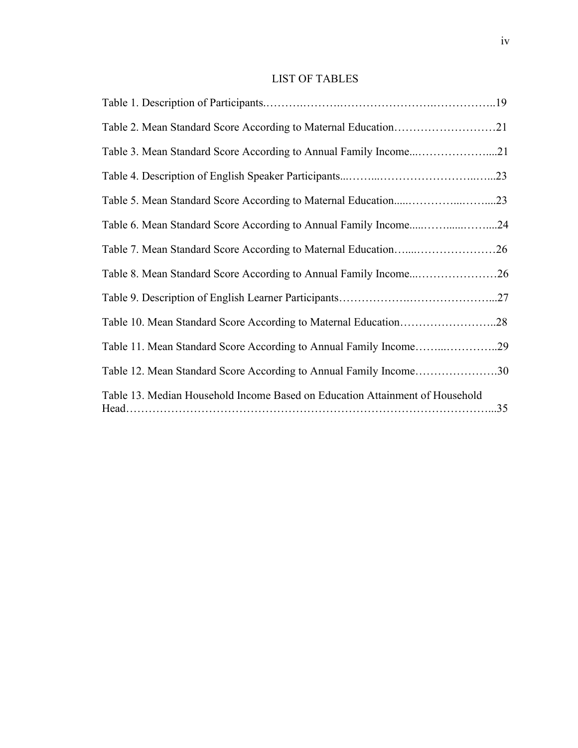# LIST OF TABLES

Table 1. Description of Participants.……….……….…………………….……………..19

Table 2. Mean Standard Score According to Maternal Education………………………21

Table 3. Mean Standard Score According to Annual Family Income...……………….....21

Table 4. Description of English Speaker Participants...……...……………………..…...23

Table 5. Mean Standard Score According to Maternal Education.....…………...……....23

Table 6. Mean Standard Score According to Annual Family Income.....……......……....24

Table 7. Mean Standard Score According to Maternal Education…....…………………26

Table 8. Mean Standard Score According to Annual Family Income...…………………26

Table 9. Description of English Learner Participants……………….…………………...27

Table 10. Mean Standard Score According to Maternal Education……………………..28

Table 11. Mean Standard Score According to Annual Family Income……...…………..29

Table 12. Mean Standard Score According to Annual Family Income………………….30

Table 13. Median Household Income Based on Education Attainment of Household Head…………………………………………………………………………………...35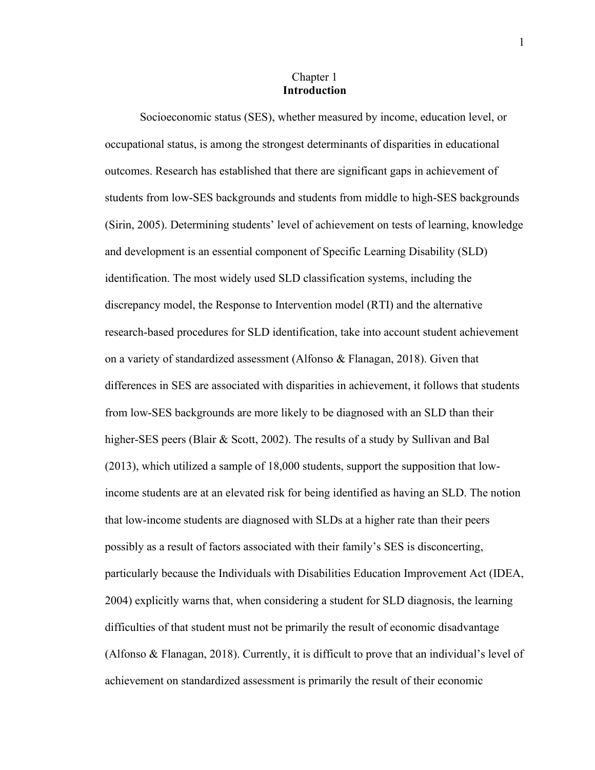# Chapter 1
# Introduction

Socioeconomic status (SES), whether measured by income, education level, or occupational status, is among the strongest determinants of disparities in educational outcomes. Research has established that there are significant gaps in achievement of students from low-SES backgrounds and students from middle to high-SES backgrounds (Sirin, 2005). Determining students' level of achievement on tests of learning, knowledge and development is an essential component of Specific Learning Disability (SLD) identification. The most widely used SLD classification systems, including the discrepancy model, the Response to Intervention model (RTI) and the alternative research-based procedures for SLD identification, take into account student achievement on a variety of standardized assessment (Alfonso & Flanagan, 2018). Given that differences in SES are associated with disparities in achievement, it follows that students from low-SES backgrounds are more likely to be diagnosed with an SLD than their higher-SES peers (Blair & Scott, 2002). The results of a study by Sullivan and Bal (2013), which utilized a sample of 18,000 students, support the supposition that low-income students are at an elevated risk for being identified as having an SLD. The notion that low-income students are diagnosed with SLDs at a higher rate than their peers possibly as a result of factors associated with their family's SES is disconcerting, particularly because the Individuals with Disabilities Education Improvement Act (IDEA, 2004) explicitly warns that, when considering a student for SLD diagnosis, the learning difficulties of that student must not be primarily the result of economic disadvantage (Alfonso & Flanagan, 2018). Currently, it is difficult to prove that an individual's level of achievement on standardized assessment is primarily the result of their economic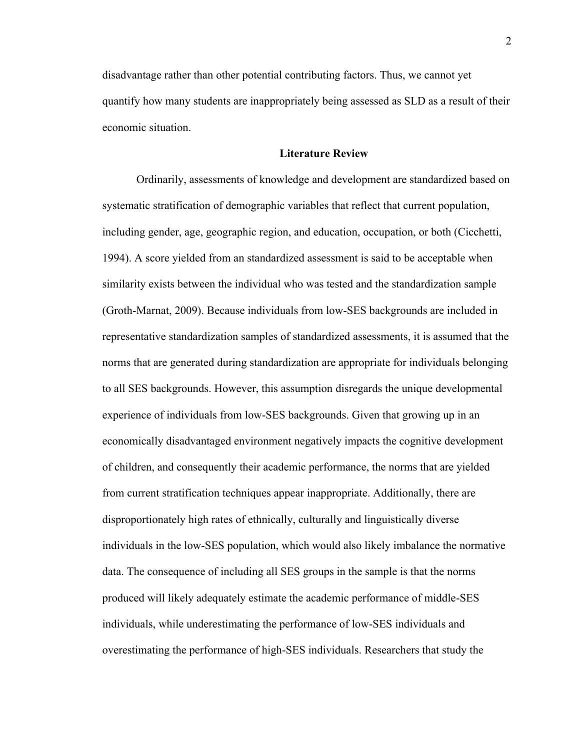disadvantage rather than other potential contributing factors. Thus, we cannot yet quantify how many students are inappropriately being assessed as SLD as a result of their economic situation.

## Literature Review

Ordinarily, assessments of knowledge and development are standardized based on systematic stratification of demographic variables that reflect that current population, including gender, age, geographic region, and education, occupation, or both (Cicchetti, 1994). A score yielded from an standardized assessment is said to be acceptable when similarity exists between the individual who was tested and the standardization sample (Groth-Marnat, 2009). Because individuals from low-SES backgrounds are included in representative standardization samples of standardized assessments, it is assumed that the norms that are generated during standardization are appropriate for individuals belonging to all SES backgrounds. However, this assumption disregards the unique developmental experience of individuals from low-SES backgrounds. Given that growing up in an economically disadvantaged environment negatively impacts the cognitive development of children, and consequently their academic performance, the norms that are yielded from current stratification techniques appear inappropriate. Additionally, there are disproportionately high rates of ethnically, culturally and linguistically diverse individuals in the low-SES population, which would also likely imbalance the normative data. The consequence of including all SES groups in the sample is that the norms produced will likely adequately estimate the academic performance of middle-SES individuals, while underestimating the performance of low-SES individuals and overestimating the performance of high-SES individuals. Researchers that study the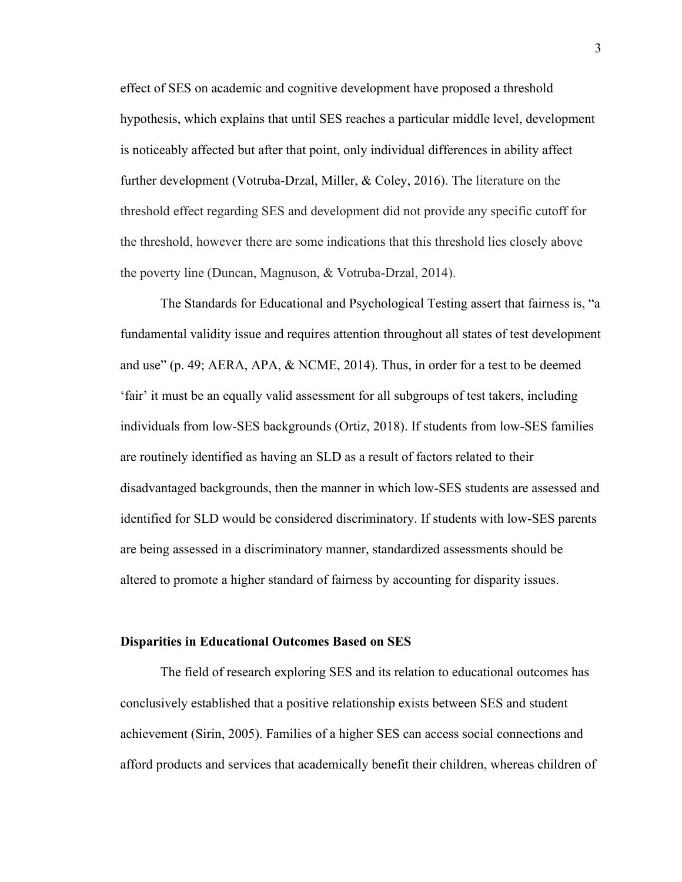effect of SES on academic and cognitive development have proposed a threshold hypothesis, which explains that until SES reaches a particular middle level, development is noticeably affected but after that point, only individual differences in ability affect further development (Votruba-Drzal, Miller, & Coley, 2016). The literature on the threshold effect regarding SES and development did not provide any specific cutoff for the threshold, however there are some indications that this threshold lies closely above the poverty line (Duncan, Magnuson, & Votruba-Drzal, 2014).

The Standards for Educational and Psychological Testing assert that fairness is, "a fundamental validity issue and requires attention throughout all states of test development and use" (p. 49; AERA, APA, & NCME, 2014). Thus, in order for a test to be deemed 'fair' it must be an equally valid assessment for all subgroups of test takers, including individuals from low-SES backgrounds (Ortiz, 2018). If students from low-SES families are routinely identified as having an SLD as a result of factors related to their disadvantaged backgrounds, then the manner in which low-SES students are assessed and identified for SLD would be considered discriminatory. If students with low-SES parents are being assessed in a discriminatory manner, standardized assessments should be altered to promote a higher standard of fairness by accounting for disparity issues.

### Disparities in Educational Outcomes Based on SES

The field of research exploring SES and its relation to educational outcomes has conclusively established that a positive relationship exists between SES and student achievement (Sirin, 2005). Families of a higher SES can access social connections and afford products and services that academically benefit their children, whereas children of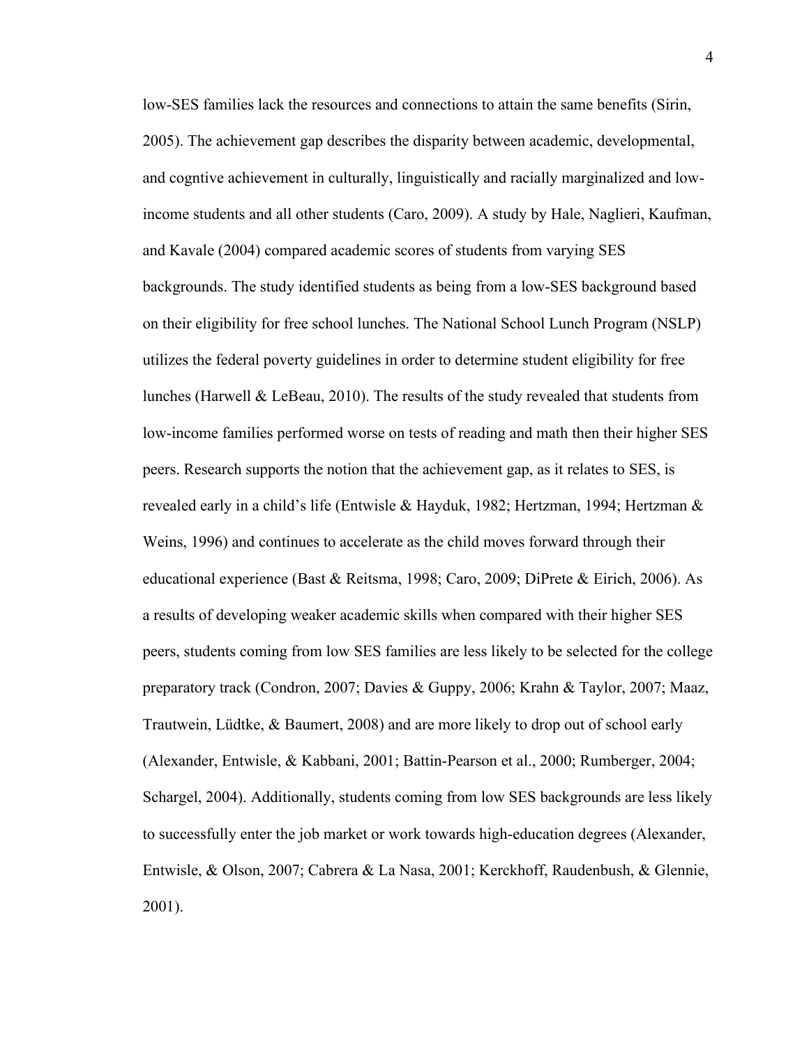low-SES families lack the resources and connections to attain the same benefits (Sirin, 2005). The achievement gap describes the disparity between academic, developmental, and cogntive achievement in culturally, linguistically and racially marginalized and low-income students and all other students (Caro, 2009). A study by Hale, Naglieri, Kaufman, and Kavale (2004) compared academic scores of students from varying SES backgrounds. The study identified students as being from a low-SES background based on their eligibility for free school lunches. The National School Lunch Program (NSLP) utilizes the federal poverty guidelines in order to determine student eligibility for free lunches (Harwell & LeBeau, 2010). The results of the study revealed that students from low-income families performed worse on tests of reading and math then their higher SES peers. Research supports the notion that the achievement gap, as it relates to SES, is revealed early in a child's life (Entwisle & Hayduk, 1982; Hertzman, 1994; Hertzman & Weins, 1996) and continues to accelerate as the child moves forward through their educational experience (Bast & Reitsma, 1998; Caro, 2009; DiPrete & Eirich, 2006). As a results of developing weaker academic skills when compared with their higher SES peers, students coming from low SES families are less likely to be selected for the college preparatory track (Condron, 2007; Davies & Guppy, 2006; Krahn & Taylor, 2007; Maaz, Trautwein, Lüdtke, & Baumert, 2008) and are more likely to drop out of school early (Alexander, Entwisle, & Kabbani, 2001; Battin-Pearson et al., 2000; Rumberger, 2004; Schargel, 2004). Additionally, students coming from low SES backgrounds are less likely to successfully enter the job market or work towards high-education degrees (Alexander, Entwisle, & Olson, 2007; Cabrera & La Nasa, 2001; Kerckhoff, Raudenbush, & Glennie, 2001).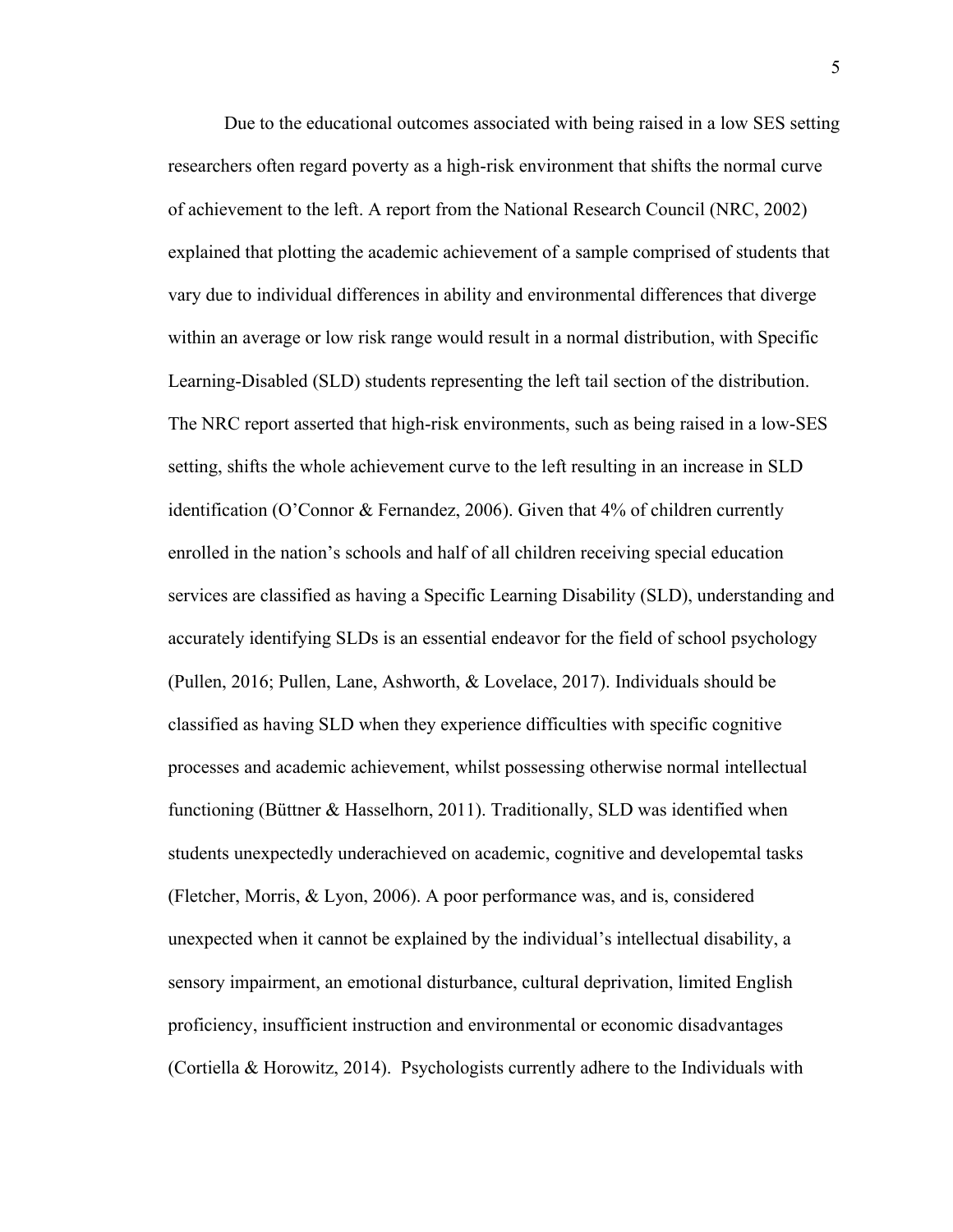Due to the educational outcomes associated with being raised in a low SES setting researchers often regard poverty as a high-risk environment that shifts the normal curve of achievement to the left. A report from the National Research Council (NRC, 2002) explained that plotting the academic achievement of a sample comprised of students that vary due to individual differences in ability and environmental differences that diverge within an average or low risk range would result in a normal distribution, with Specific Learning-Disabled (SLD) students representing the left tail section of the distribution. The NRC report asserted that high-risk environments, such as being raised in a low-SES setting, shifts the whole achievement curve to the left resulting in an increase in SLD identification (O'Connor & Fernandez, 2006). Given that 4% of children currently enrolled in the nation's schools and half of all children receiving special education services are classified as having a Specific Learning Disability (SLD), understanding and accurately identifying SLDs is an essential endeavor for the field of school psychology (Pullen, 2016; Pullen, Lane, Ashworth, & Lovelace, 2017). Individuals should be classified as having SLD when they experience difficulties with specific cognitive processes and academic achievement, whilst possessing otherwise normal intellectual functioning (Büttner & Hasselhorn, 2011). Traditionally, SLD was identified when students unexpectedly underachieved on academic, cognitive and developemtal tasks (Fletcher, Morris, & Lyon, 2006). A poor performance was, and is, considered unexpected when it cannot be explained by the individual's intellectual disability, a sensory impairment, an emotional disturbance, cultural deprivation, limited English proficiency, insufficient instruction and environmental or economic disadvantages (Cortiella & Horowitz, 2014). Psychologists currently adhere to the Individuals with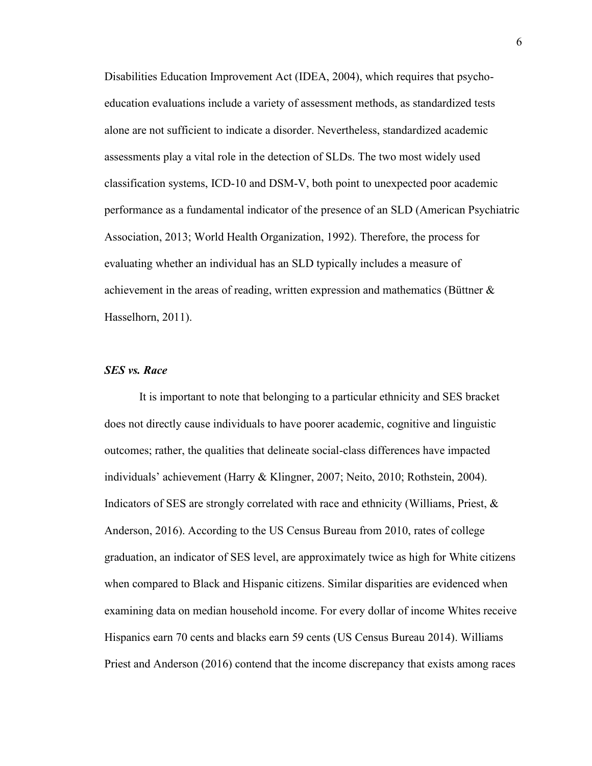Disabilities Education Improvement Act (IDEA, 2004), which requires that psycho-education evaluations include a variety of assessment methods, as standardized tests alone are not sufficient to indicate a disorder. Nevertheless, standardized academic assessments play a vital role in the detection of SLDs. The two most widely used classification systems, ICD-10 and DSM-V, both point to unexpected poor academic performance as a fundamental indicator of the presence of an SLD (American Psychiatric Association, 2013; World Health Organization, 1992). Therefore, the process for evaluating whether an individual has an SLD typically includes a measure of achievement in the areas of reading, written expression and mathematics (Büttner & Hasselhorn, 2011).

### *SES vs. Race*

It is important to note that belonging to a particular ethnicity and SES bracket does not directly cause individuals to have poorer academic, cognitive and linguistic outcomes; rather, the qualities that delineate social-class differences have impacted individuals' achievement (Harry & Klingner, 2007; Neito, 2010; Rothstein, 2004). Indicators of SES are strongly correlated with race and ethnicity (Williams, Priest, & Anderson, 2016). According to the US Census Bureau from 2010, rates of college graduation, an indicator of SES level, are approximately twice as high for White citizens when compared to Black and Hispanic citizens. Similar disparities are evidenced when examining data on median household income. For every dollar of income Whites receive Hispanics earn 70 cents and blacks earn 59 cents (US Census Bureau 2014). Williams Priest and Anderson (2016) contend that the income discrepancy that exists among races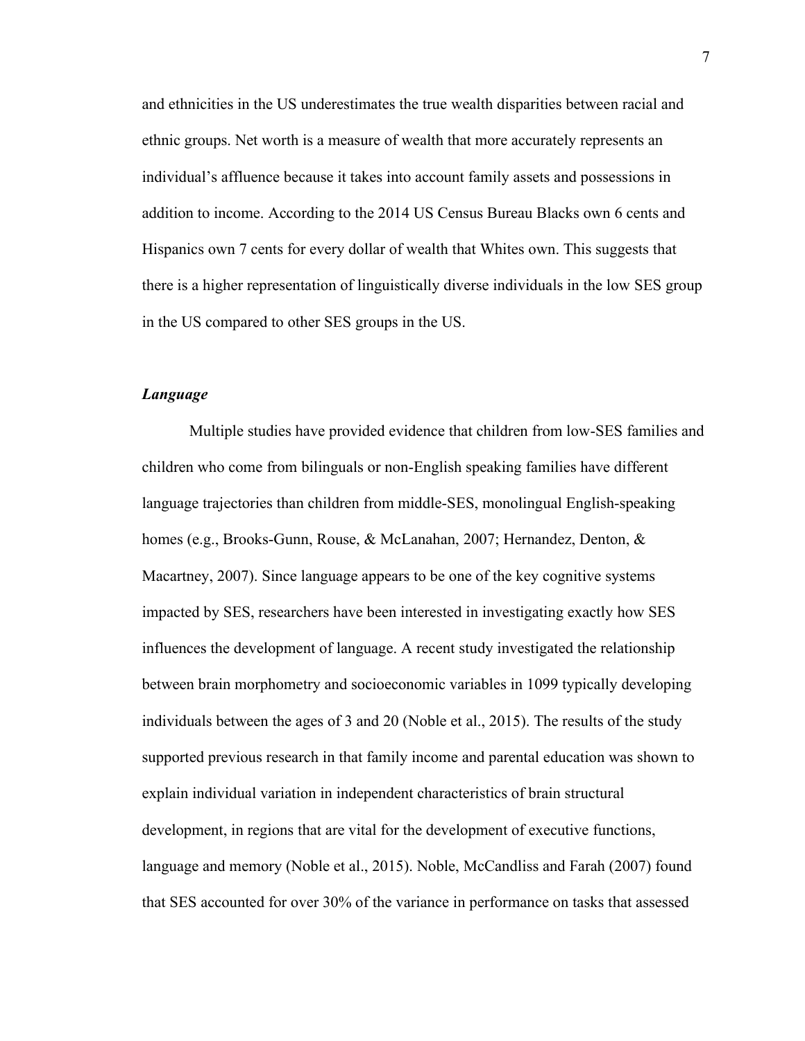and ethnicities in the US underestimates the true wealth disparities between racial and ethnic groups. Net worth is a measure of wealth that more accurately represents an individual's affluence because it takes into account family assets and possessions in addition to income. According to the 2014 US Census Bureau Blacks own 6 cents and Hispanics own 7 cents for every dollar of wealth that Whites own. This suggests that there is a higher representation of linguistically diverse individuals in the low SES group in the US compared to other SES groups in the US.

### *Language*

Multiple studies have provided evidence that children from low-SES families and children who come from bilinguals or non-English speaking families have different language trajectories than children from middle-SES, monolingual English-speaking homes (e.g., Brooks-Gunn, Rouse, & McLanahan, 2007; Hernandez, Denton, & Macartney, 2007). Since language appears to be one of the key cognitive systems impacted by SES, researchers have been interested in investigating exactly how SES influences the development of language. A recent study investigated the relationship between brain morphometry and socioeconomic variables in 1099 typically developing individuals between the ages of 3 and 20 (Noble et al., 2015). The results of the study supported previous research in that family income and parental education was shown to explain individual variation in independent characteristics of brain structural development, in regions that are vital for the development of executive functions, language and memory (Noble et al., 2015). Noble, McCandliss and Farah (2007) found that SES accounted for over 30% of the variance in performance on tasks that assessed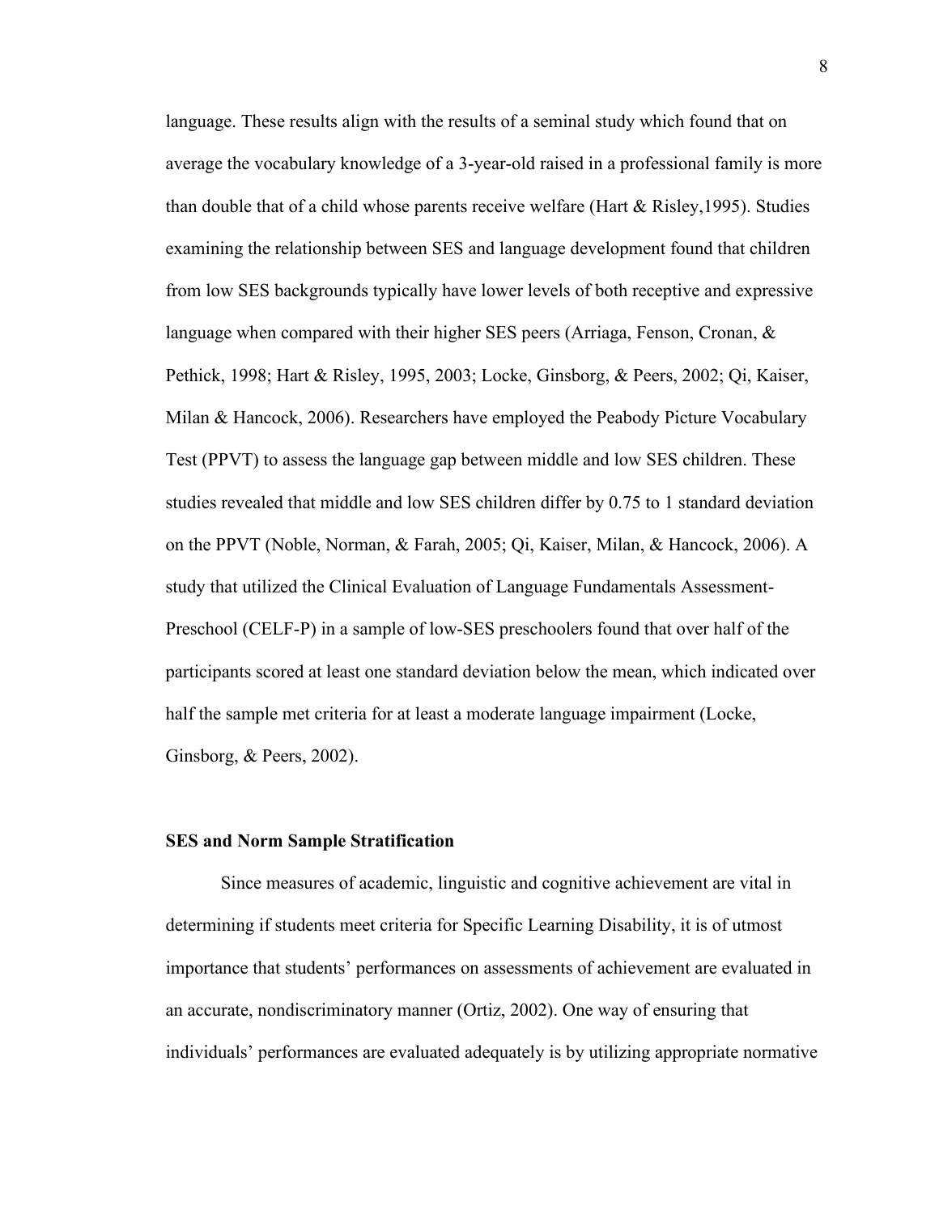language. These results align with the results of a seminal study which found that on average the vocabulary knowledge of a 3-year-old raised in a professional family is more than double that of a child whose parents receive welfare (Hart & Risley,1995). Studies examining the relationship between SES and language development found that children from low SES backgrounds typically have lower levels of both receptive and expressive language when compared with their higher SES peers (Arriaga, Fenson, Cronan, & Pethick, 1998; Hart & Risley, 1995, 2003; Locke, Ginsborg, & Peers, 2002; Qi, Kaiser, Milan & Hancock, 2006). Researchers have employed the Peabody Picture Vocabulary Test (PPVT) to assess the language gap between middle and low SES children. These studies revealed that middle and low SES children differ by 0.75 to 1 standard deviation on the PPVT (Noble, Norman, & Farah, 2005; Qi, Kaiser, Milan, & Hancock, 2006). A study that utilized the Clinical Evaluation of Language Fundamentals Assessment-Preschool (CELF-P) in a sample of low-SES preschoolers found that over half of the participants scored at least one standard deviation below the mean, which indicated over half the sample met criteria for at least a moderate language impairment (Locke, Ginsborg, & Peers, 2002).

**SES and Norm Sample Stratification**

Since measures of academic, linguistic and cognitive achievement are vital in determining if students meet criteria for Specific Learning Disability, it is of utmost importance that students' performances on assessments of achievement are evaluated in an accurate, nondiscriminatory manner (Ortiz, 2002). One way of ensuring that individuals' performances are evaluated adequately is by utilizing appropriate normative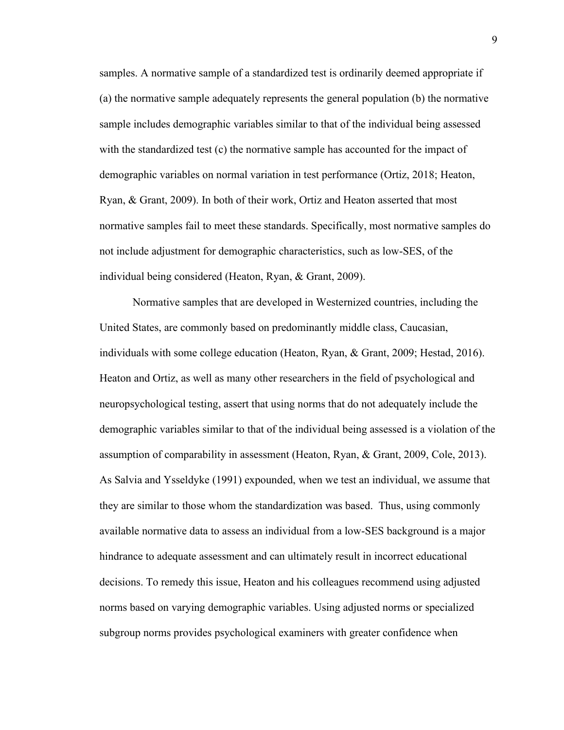samples. A normative sample of a standardized test is ordinarily deemed appropriate if (a) the normative sample adequately represents the general population (b) the normative sample includes demographic variables similar to that of the individual being assessed with the standardized test (c) the normative sample has accounted for the impact of demographic variables on normal variation in test performance (Ortiz, 2018; Heaton, Ryan, & Grant, 2009). In both of their work, Ortiz and Heaton asserted that most normative samples fail to meet these standards. Specifically, most normative samples do not include adjustment for demographic characteristics, such as low-SES, of the individual being considered (Heaton, Ryan, & Grant, 2009).

Normative samples that are developed in Westernized countries, including the United States, are commonly based on predominantly middle class, Caucasian, individuals with some college education (Heaton, Ryan, & Grant, 2009; Hestad, 2016). Heaton and Ortiz, as well as many other researchers in the field of psychological and neuropsychological testing, assert that using norms that do not adequately include the demographic variables similar to that of the individual being assessed is a violation of the assumption of comparability in assessment (Heaton, Ryan, & Grant, 2009, Cole, 2013). As Salvia and Ysseldyke (1991) expounded, when we test an individual, we assume that they are similar to those whom the standardization was based. Thus, using commonly available normative data to assess an individual from a low-SES background is a major hindrance to adequate assessment and can ultimately result in incorrect educational decisions. To remedy this issue, Heaton and his colleagues recommend using adjusted norms based on varying demographic variables. Using adjusted norms or specialized subgroup norms provides psychological examiners with greater confidence when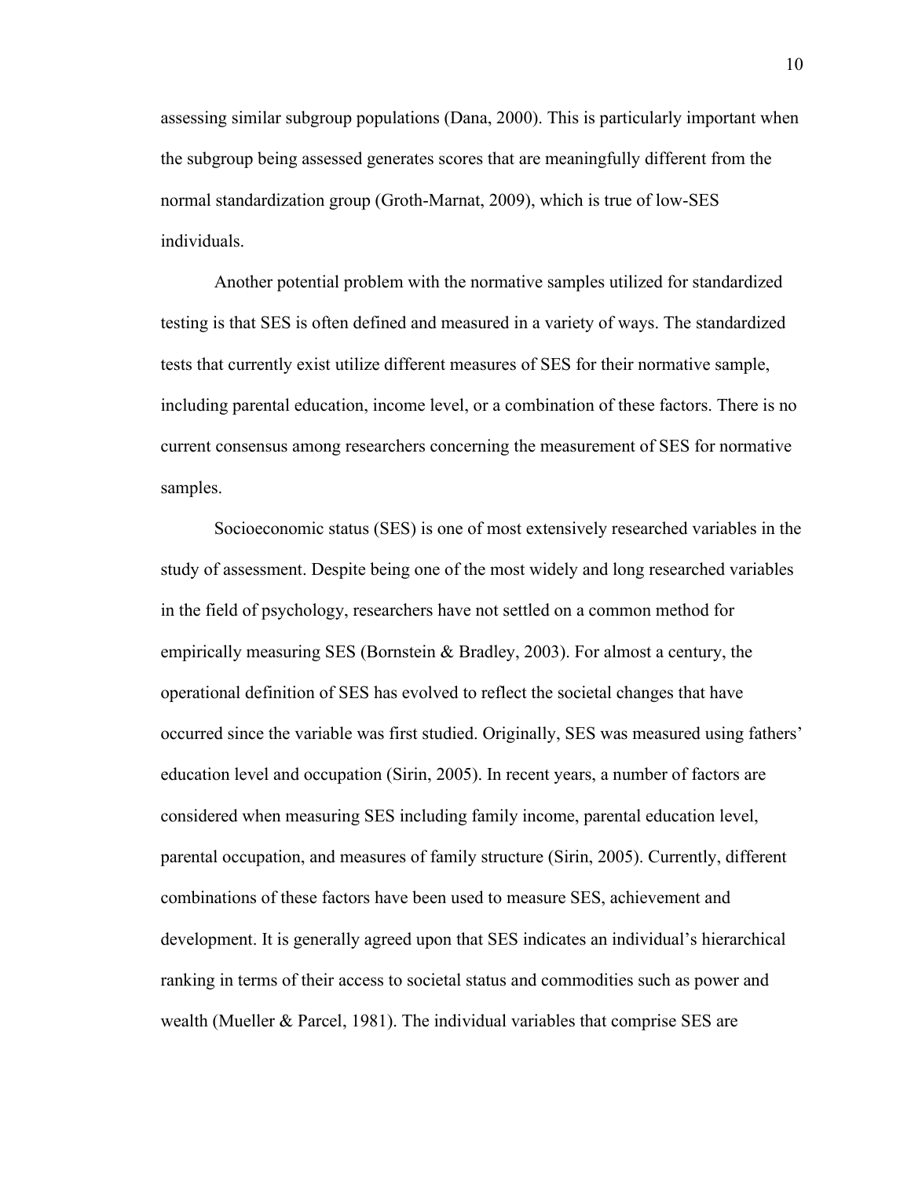assessing similar subgroup populations (Dana, 2000). This is particularly important when the subgroup being assessed generates scores that are meaningfully different from the normal standardization group (Groth-Marnat, 2009), which is true of low-SES individuals.

Another potential problem with the normative samples utilized for standardized testing is that SES is often defined and measured in a variety of ways. The standardized tests that currently exist utilize different measures of SES for their normative sample, including parental education, income level, or a combination of these factors. There is no current consensus among researchers concerning the measurement of SES for normative samples.

Socioeconomic status (SES) is one of most extensively researched variables in the study of assessment. Despite being one of the most widely and long researched variables in the field of psychology, researchers have not settled on a common method for empirically measuring SES (Bornstein & Bradley, 2003). For almost a century, the operational definition of SES has evolved to reflect the societal changes that have occurred since the variable was first studied. Originally, SES was measured using fathers' education level and occupation (Sirin, 2005). In recent years, a number of factors are considered when measuring SES including family income, parental education level, parental occupation, and measures of family structure (Sirin, 2005). Currently, different combinations of these factors have been used to measure SES, achievement and development. It is generally agreed upon that SES indicates an individual's hierarchical ranking in terms of their access to societal status and commodities such as power and wealth (Mueller & Parcel, 1981). The individual variables that comprise SES are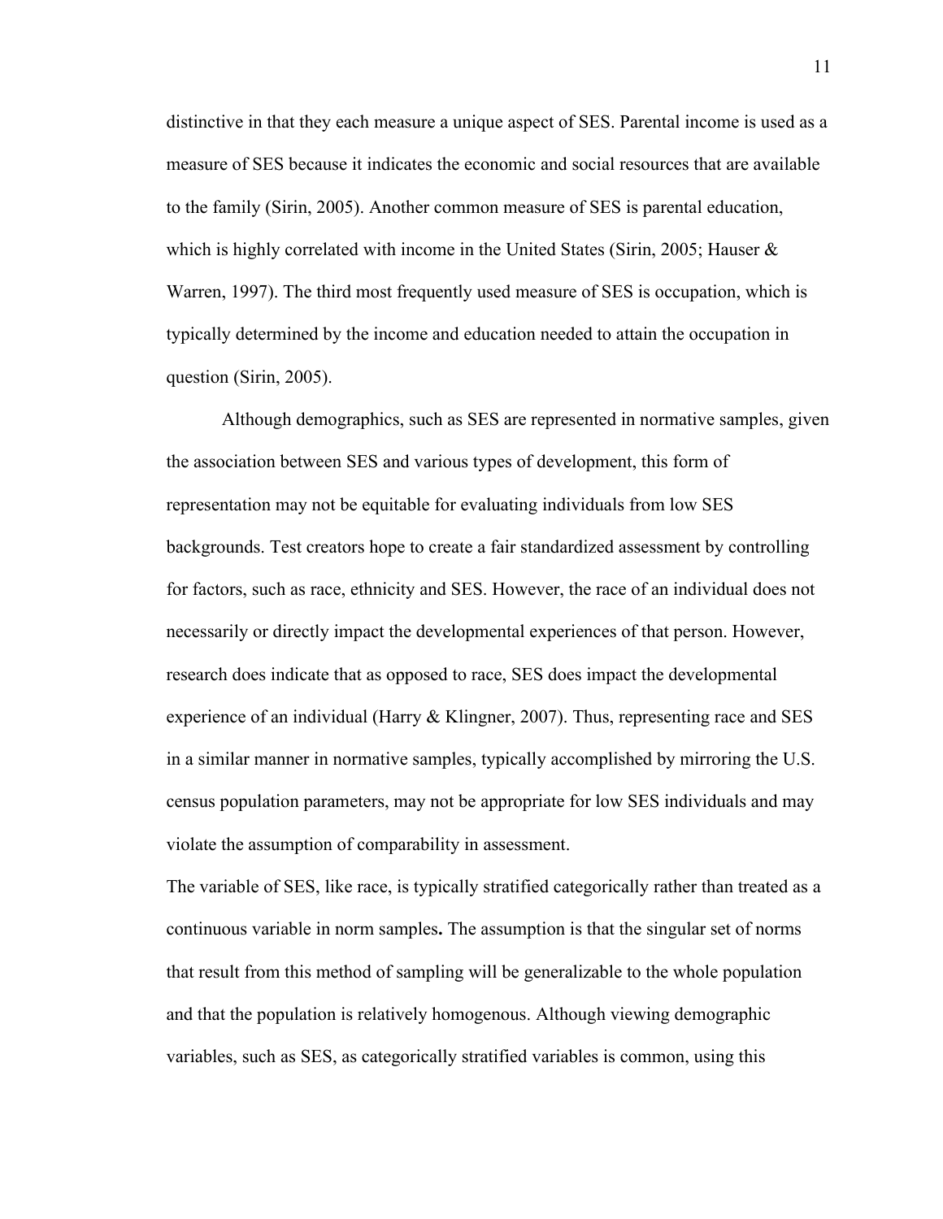distinctive in that they each measure a unique aspect of SES. Parental income is used as a measure of SES because it indicates the economic and social resources that are available to the family (Sirin, 2005). Another common measure of SES is parental education, which is highly correlated with income in the United States (Sirin, 2005; Hauser & Warren, 1997). The third most frequently used measure of SES is occupation, which is typically determined by the income and education needed to attain the occupation in question (Sirin, 2005).

Although demographics, such as SES are represented in normative samples, given the association between SES and various types of development, this form of representation may not be equitable for evaluating individuals from low SES backgrounds. Test creators hope to create a fair standardized assessment by controlling for factors, such as race, ethnicity and SES. However, the race of an individual does not necessarily or directly impact the developmental experiences of that person. However, research does indicate that as opposed to race, SES does impact the developmental experience of an individual (Harry & Klingner, 2007). Thus, representing race and SES in a similar manner in normative samples, typically accomplished by mirroring the U.S. census population parameters, may not be appropriate for low SES individuals and may violate the assumption of comparability in assessment.

The variable of SES, like race, is typically stratified categorically rather than treated as a continuous variable in norm samples**.** The assumption is that the singular set of norms that result from this method of sampling will be generalizable to the whole population and that the population is relatively homogenous. Although viewing demographic variables, such as SES, as categorically stratified variables is common, using this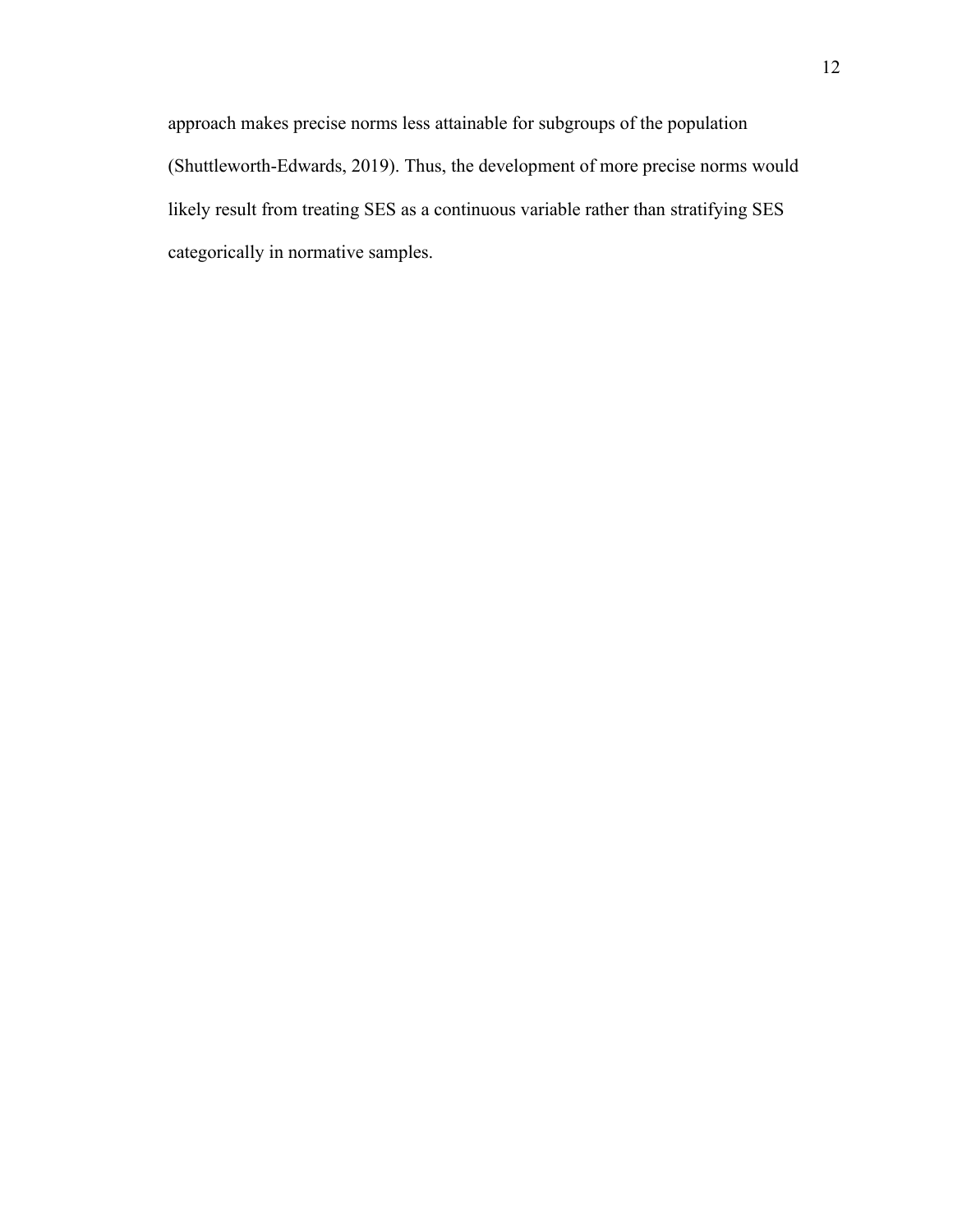approach makes precise norms less attainable for subgroups of the population (Shuttleworth-Edwards, 2019). Thus, the development of more precise norms would likely result from treating SES as a continuous variable rather than stratifying SES categorically in normative samples.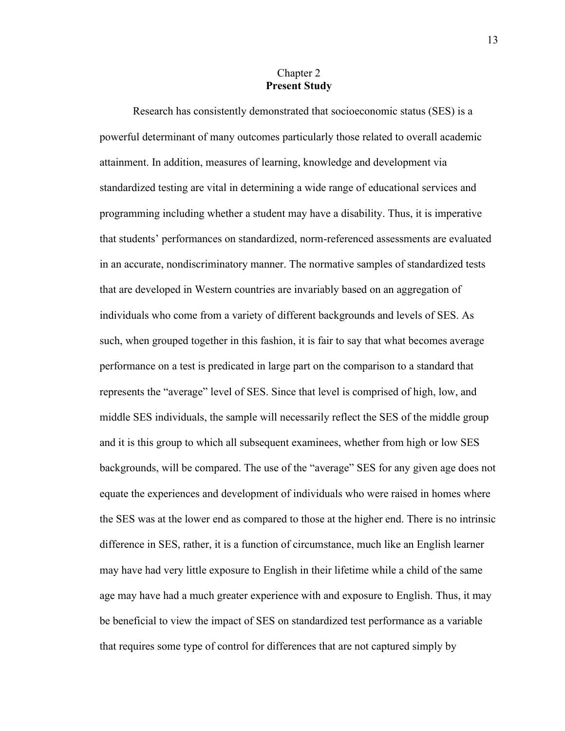Chapter 2

# Present Study

Research has consistently demonstrated that socioeconomic status (SES) is a powerful determinant of many outcomes particularly those related to overall academic attainment. In addition, measures of learning, knowledge and development via standardized testing are vital in determining a wide range of educational services and programming including whether a student may have a disability. Thus, it is imperative that students' performances on standardized, norm-referenced assessments are evaluated in an accurate, nondiscriminatory manner. The normative samples of standardized tests that are developed in Western countries are invariably based on an aggregation of individuals who come from a variety of different backgrounds and levels of SES. As such, when grouped together in this fashion, it is fair to say that what becomes average performance on a test is predicated in large part on the comparison to a standard that represents the "average" level of SES. Since that level is comprised of high, low, and middle SES individuals, the sample will necessarily reflect the SES of the middle group and it is this group to which all subsequent examinees, whether from high or low SES backgrounds, will be compared. The use of the "average" SES for any given age does not equate the experiences and development of individuals who were raised in homes where the SES was at the lower end as compared to those at the higher end. There is no intrinsic difference in SES, rather, it is a function of circumstance, much like an English learner may have had very little exposure to English in their lifetime while a child of the same age may have had a much greater experience with and exposure to English. Thus, it may be beneficial to view the impact of SES on standardized test performance as a variable that requires some type of control for differences that are not captured simply by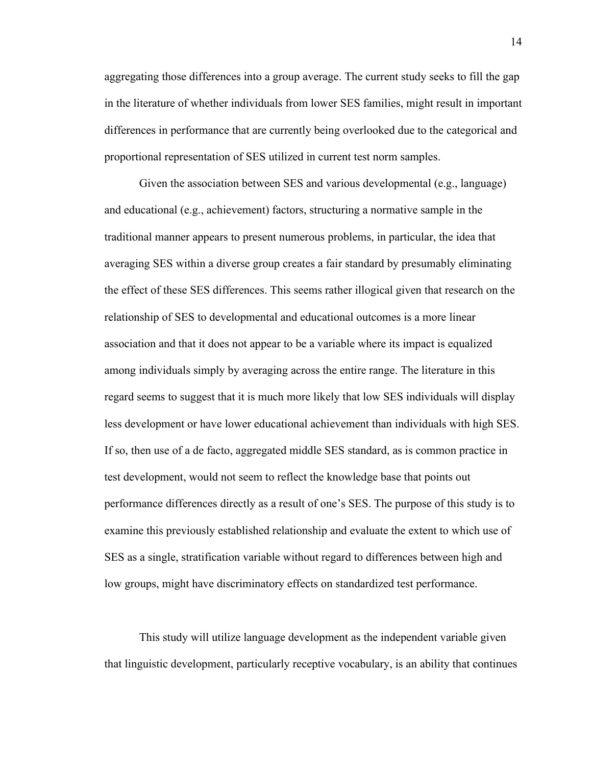aggregating those differences into a group average. The current study seeks to fill the gap in the literature of whether individuals from lower SES families, might result in important differences in performance that are currently being overlooked due to the categorical and proportional representation of SES utilized in current test norm samples.

Given the association between SES and various developmental (e.g., language) and educational (e.g., achievement) factors, structuring a normative sample in the traditional manner appears to present numerous problems, in particular, the idea that averaging SES within a diverse group creates a fair standard by presumably eliminating the effect of these SES differences. This seems rather illogical given that research on the relationship of SES to developmental and educational outcomes is a more linear association and that it does not appear to be a variable where its impact is equalized among individuals simply by averaging across the entire range. The literature in this regard seems to suggest that it is much more likely that low SES individuals will display less development or have lower educational achievement than individuals with high SES. If so, then use of a de facto, aggregated middle SES standard, as is common practice in test development, would not seem to reflect the knowledge base that points out performance differences directly as a result of one's SES. The purpose of this study is to examine this previously established relationship and evaluate the extent to which use of SES as a single, stratification variable without regard to differences between high and low groups, might have discriminatory effects on standardized test performance.

This study will utilize language development as the independent variable given that linguistic development, particularly receptive vocabulary, is an ability that continues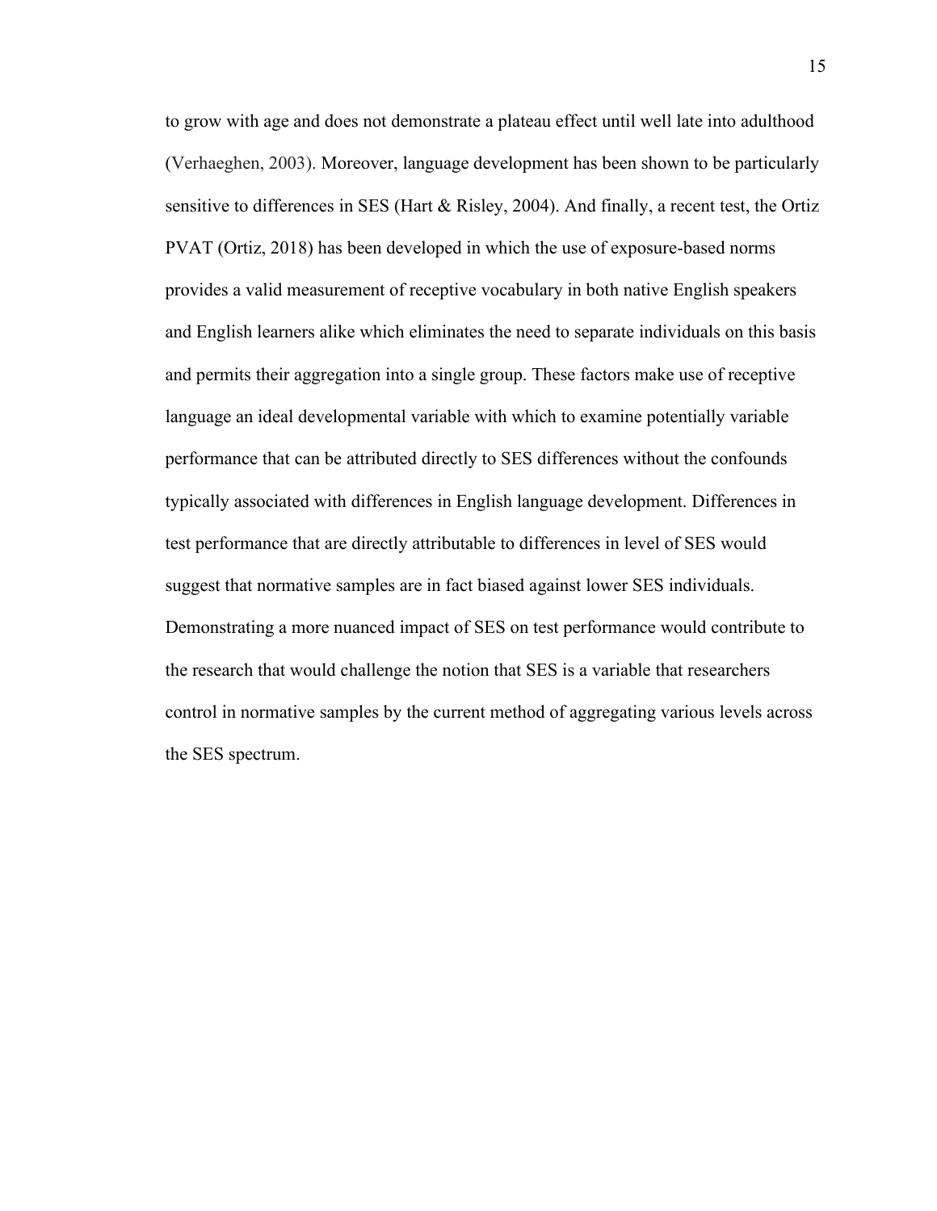to grow with age and does not demonstrate a plateau effect until well late into adulthood (Verhaeghen, 2003). Moreover, language development has been shown to be particularly sensitive to differences in SES (Hart & Risley, 2004). And finally, a recent test, the Ortiz PVAT (Ortiz, 2018) has been developed in which the use of exposure-based norms provides a valid measurement of receptive vocabulary in both native English speakers and English learners alike which eliminates the need to separate individuals on this basis and permits their aggregation into a single group. These factors make use of receptive language an ideal developmental variable with which to examine potentially variable performance that can be attributed directly to SES differences without the confounds typically associated with differences in English language development. Differences in test performance that are directly attributable to differences in level of SES would suggest that normative samples are in fact biased against lower SES individuals. Demonstrating a more nuanced impact of SES on test performance would contribute to the research that would challenge the notion that SES is a variable that researchers control in normative samples by the current method of aggregating various levels across the SES spectrum.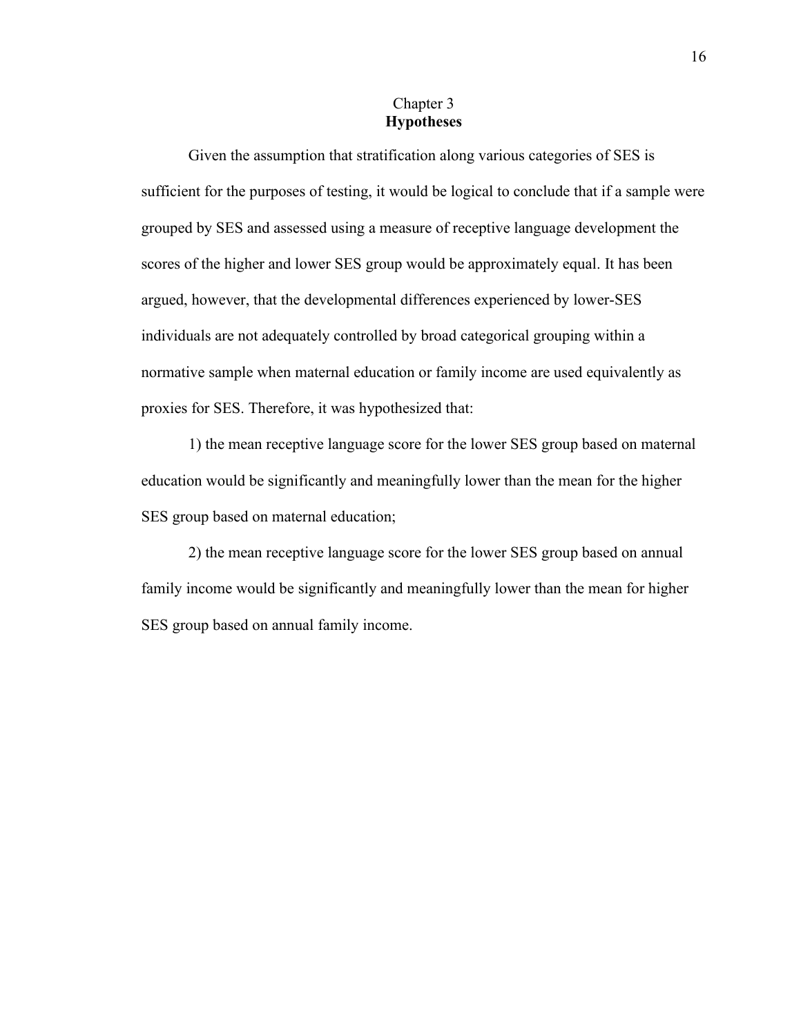# Chapter 3
## **Hypotheses**

Given the assumption that stratification along various categories of SES is sufficient for the purposes of testing, it would be logical to conclude that if a sample were grouped by SES and assessed using a measure of receptive language development the scores of the higher and lower SES group would be approximately equal. It has been argued, however, that the developmental differences experienced by lower-SES individuals are not adequately controlled by broad categorical grouping within a normative sample when maternal education or family income are used equivalently as proxies for SES. Therefore, it was hypothesized that:

1) the mean receptive language score for the lower SES group based on maternal education would be significantly and meaningfully lower than the mean for the higher SES group based on maternal education;

2) the mean receptive language score for the lower SES group based on annual family income would be significantly and meaningfully lower than the mean for higher SES group based on annual family income.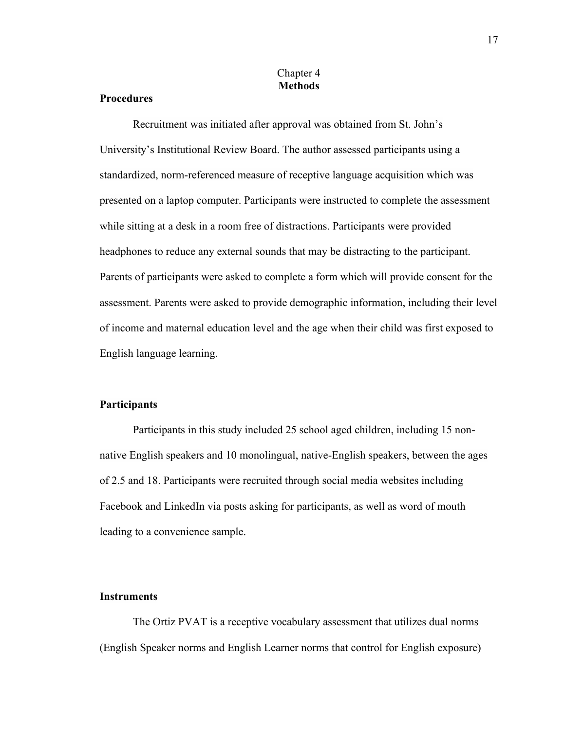# Chapter 4
# Methods

## Procedures

Recruitment was initiated after approval was obtained from St. John's University's Institutional Review Board. The author assessed participants using a standardized, norm-referenced measure of receptive language acquisition which was presented on a laptop computer. Participants were instructed to complete the assessment while sitting at a desk in a room free of distractions. Participants were provided headphones to reduce any external sounds that may be distracting to the participant. Parents of participants were asked to complete a form which will provide consent for the assessment. Parents were asked to provide demographic information, including their level of income and maternal education level and the age when their child was first exposed to English language learning.

## Participants

Participants in this study included 25 school aged children, including 15 non-native English speakers and 10 monolingual, native-English speakers, between the ages of 2.5 and 18. Participants were recruited through social media websites including Facebook and LinkedIn via posts asking for participants, as well as word of mouth leading to a convenience sample.

## Instruments

The Ortiz PVAT is a receptive vocabulary assessment that utilizes dual norms (English Speaker norms and English Learner norms that control for English exposure)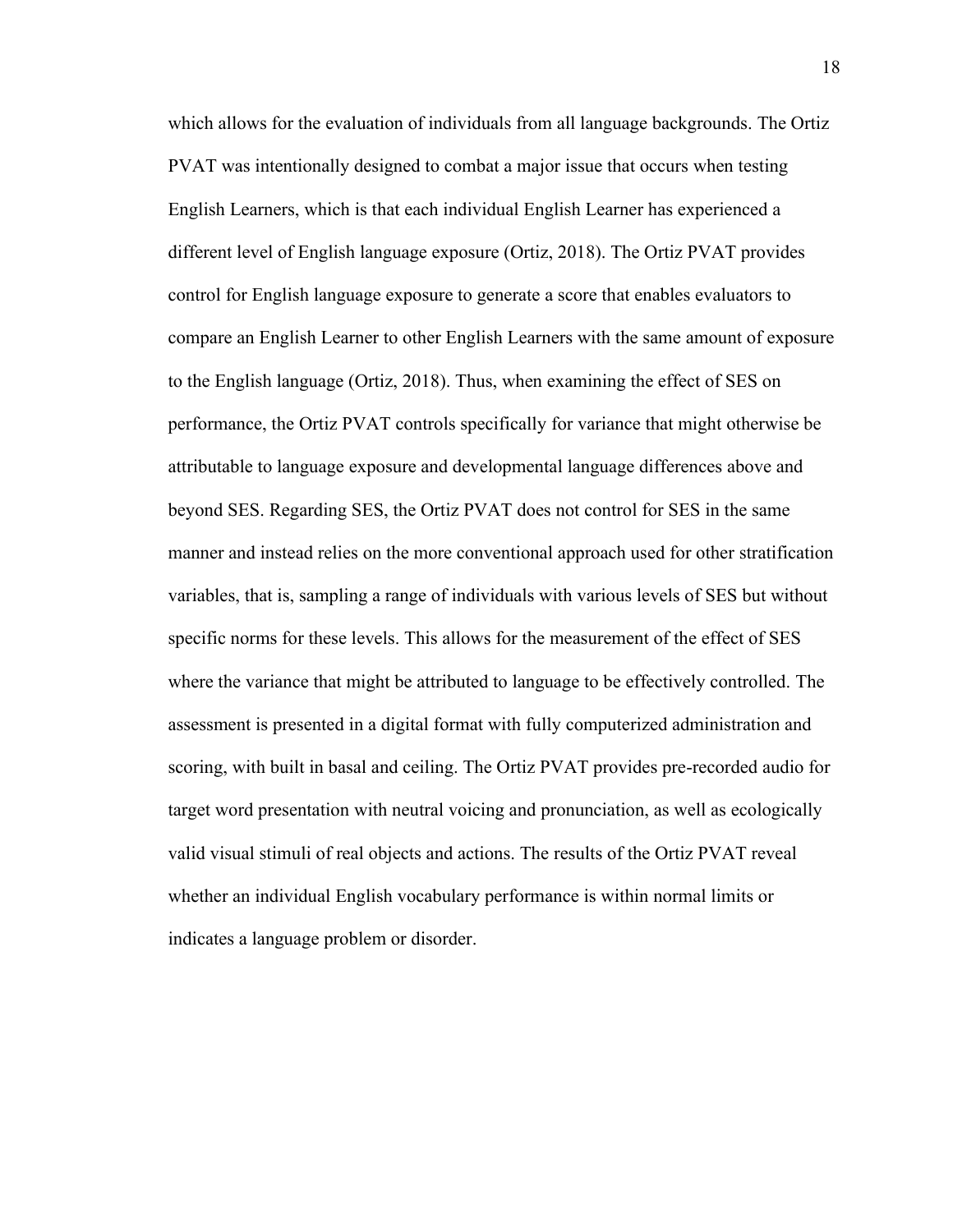which allows for the evaluation of individuals from all language backgrounds. The Ortiz PVAT was intentionally designed to combat a major issue that occurs when testing English Learners, which is that each individual English Learner has experienced a different level of English language exposure (Ortiz, 2018). The Ortiz PVAT provides control for English language exposure to generate a score that enables evaluators to compare an English Learner to other English Learners with the same amount of exposure to the English language (Ortiz, 2018). Thus, when examining the effect of SES on performance, the Ortiz PVAT controls specifically for variance that might otherwise be attributable to language exposure and developmental language differences above and beyond SES. Regarding SES, the Ortiz PVAT does not control for SES in the same manner and instead relies on the more conventional approach used for other stratification variables, that is, sampling a range of individuals with various levels of SES but without specific norms for these levels. This allows for the measurement of the effect of SES where the variance that might be attributed to language to be effectively controlled. The assessment is presented in a digital format with fully computerized administration and scoring, with built in basal and ceiling. The Ortiz PVAT provides pre-recorded audio for target word presentation with neutral voicing and pronunciation, as well as ecologically valid visual stimuli of real objects and actions. The results of the Ortiz PVAT reveal whether an individual English vocabulary performance is within normal limits or indicates a language problem or disorder.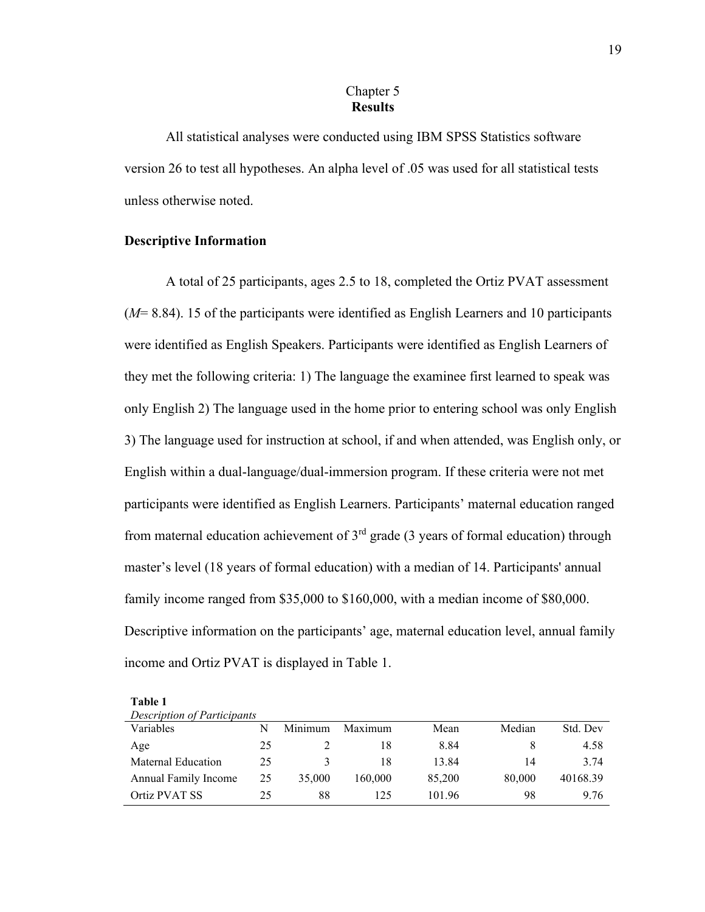Chapter 5

# Results

All statistical analyses were conducted using IBM SPSS Statistics software version 26 to test all hypotheses. An alpha level of .05 was used for all statistical tests unless otherwise noted.

## Descriptive Information

A total of 25 participants, ages 2.5 to 18, completed the Ortiz PVAT assessment ($M$= 8.84). 15 of the participants were identified as English Learners and 10 participants were identified as English Speakers. Participants were identified as English Learners of they met the following criteria: 1) The language the examinee first learned to speak was only English 2) The language used in the home prior to entering school was only English 3) The language used for instruction at school, if and when attended, was English only, or English within a dual-language/dual-immersion program. If these criteria were not met participants were identified as English Learners. Participants' maternal education ranged from maternal education achievement of 3rd grade (3 years of formal education) through master's level (18 years of formal education) with a median of 14. Participants' annual family income ranged from $35,000 to $160,000, with a median income of $80,000. Descriptive information on the participants' age, maternal education level, annual family income and Ortiz PVAT is displayed in Table 1.

**Table 1**

*Description of Participants*

| Variables | N | Minimum | Maximum | Mean | Median | Std. Dev |
|---|---|---|---|---|---|---|
| Age | 25 | 2 | 18 | 8.84 | 8 | 4.58 |
| Maternal Education | 25 | 3 | 18 | 13.84 | 14 | 3.74 |
| Annual Family Income | 25 | 35,000 | 160,000 | 85,200 | 80,000 | 40168.39 |
| Ortiz PVAT SS | 25 | 88 | 125 | 101.96 | 98 | 9.76 |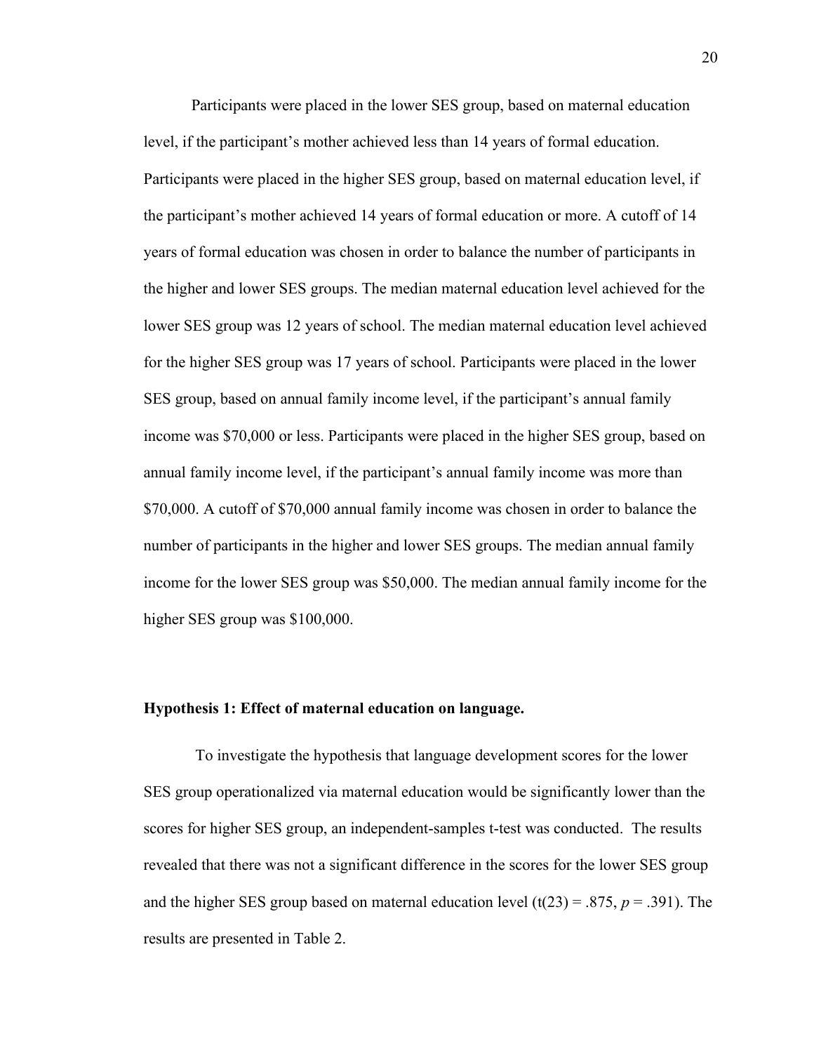Participants were placed in the lower SES group, based on maternal education level, if the participant's mother achieved less than 14 years of formal education. Participants were placed in the higher SES group, based on maternal education level, if the participant's mother achieved 14 years of formal education or more. A cutoff of 14 years of formal education was chosen in order to balance the number of participants in the higher and lower SES groups. The median maternal education level achieved for the lower SES group was 12 years of school. The median maternal education level achieved for the higher SES group was 17 years of school. Participants were placed in the lower SES group, based on annual family income level, if the participant's annual family income was $70,000 or less. Participants were placed in the higher SES group, based on annual family income level, if the participant's annual family income was more than $70,000. A cutoff of $70,000 annual family income was chosen in order to balance the number of participants in the higher and lower SES groups. The median annual family income for the lower SES group was $50,000. The median annual family income for the higher SES group was $100,000.

**Hypothesis 1: Effect of maternal education on language.**

To investigate the hypothesis that language development scores for the lower SES group operationalized via maternal education would be significantly lower than the scores for higher SES group, an independent-samples t-test was conducted. The results revealed that there was not a significant difference in the scores for the lower SES group and the higher SES group based on maternal education level ($t(23) = .875$, $p = .391$). The results are presented in Table 2.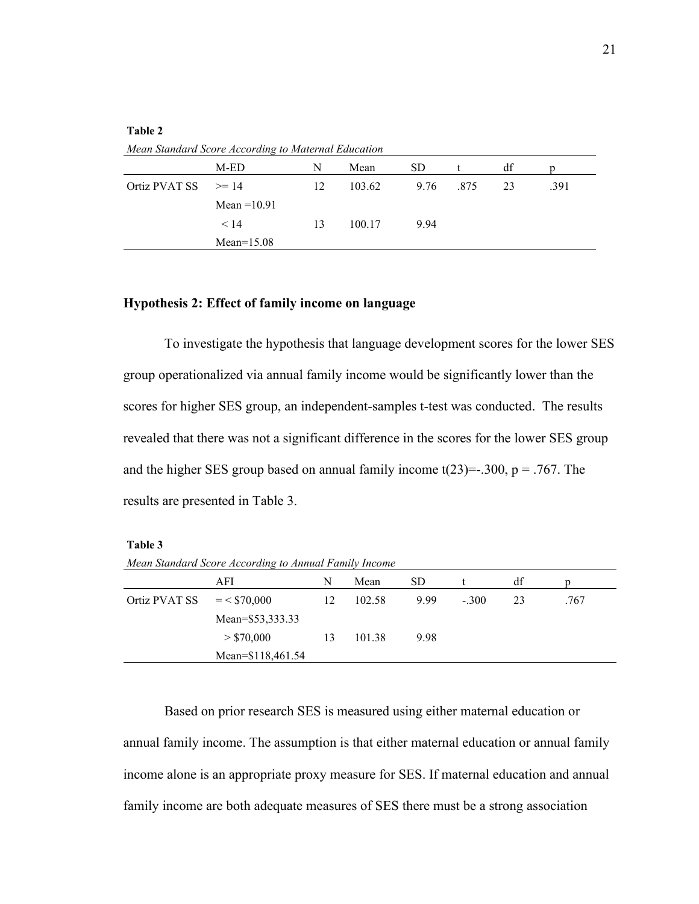**Table 2**

*Mean Standard Score According to Maternal Education*

| | M-ED | N | Mean | SD | t | df | p |
|---|---|---|---|---|---|---|---|
| Ortiz PVAT SS | >= 14 | 12 | 103.62 | 9.76 | .875 | 23 | .391 |
| | Mean =10.91 | | | | | | |
| | < 14 | 13 | 100.17 | 9.94 | | | |
| | Mean=15.08 | | | | | | |

### Hypothesis 2: Effect of family income on language

To investigate the hypothesis that language development scores for the lower SES group operationalized via annual family income would be significantly lower than the scores for higher SES group, an independent-samples t-test was conducted. The results revealed that there was not a significant difference in the scores for the lower SES group and the higher SES group based on annual family income $t(23)=-.300$, $p = .767$. The results are presented in Table 3.

**Table 3**

*Mean Standard Score According to Annual Family Income*

| | AFI | N | Mean | SD | t | df | p |
|---|---|---|---|---|---|---|---|
| Ortiz PVAT SS | = < $70,000 | 12 | 102.58 | 9.99 | -.300 | 23 | .767 |
| | Mean=$53,333.33 | | | | | | |
| | > $70,000 | 13 | 101.38 | 9.98 | | | |
| | Mean=$118,461.54 | | | | | | |

Based on prior research SES is measured using either maternal education or annual family income. The assumption is that either maternal education or annual family income alone is an appropriate proxy measure for SES. If maternal education and annual family income are both adequate measures of SES there must be a strong association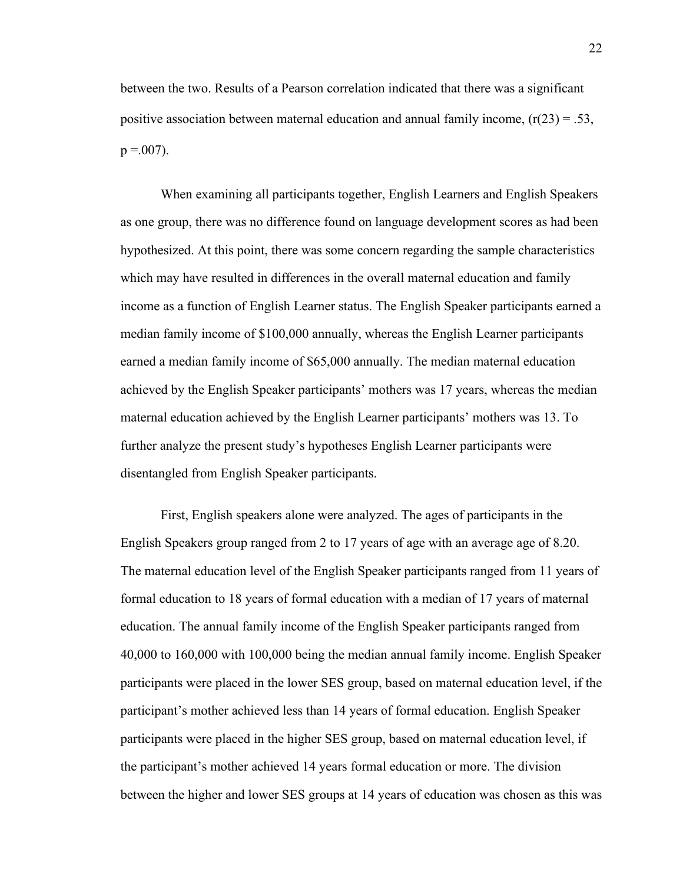between the two. Results of a Pearson correlation indicated that there was a significant positive association between maternal education and annual family income, ($r(23) = .53$, $p = .007$).

When examining all participants together, English Learners and English Speakers as one group, there was no difference found on language development scores as had been hypothesized. At this point, there was some concern regarding the sample characteristics which may have resulted in differences in the overall maternal education and family income as a function of English Learner status. The English Speaker participants earned a median family income of $100,000 annually, whereas the English Learner participants earned a median family income of $65,000 annually. The median maternal education achieved by the English Speaker participants' mothers was 17 years, whereas the median maternal education achieved by the English Learner participants' mothers was 13. To further analyze the present study's hypotheses English Learner participants were disentangled from English Speaker participants.

First, English speakers alone were analyzed. The ages of participants in the English Speakers group ranged from 2 to 17 years of age with an average age of 8.20. The maternal education level of the English Speaker participants ranged from 11 years of formal education to 18 years of formal education with a median of 17 years of maternal education. The annual family income of the English Speaker participants ranged from 40,000 to 160,000 with 100,000 being the median annual family income. English Speaker participants were placed in the lower SES group, based on maternal education level, if the participant's mother achieved less than 14 years of formal education. English Speaker participants were placed in the higher SES group, based on maternal education level, if the participant's mother achieved 14 years formal education or more. The division between the higher and lower SES groups at 14 years of education was chosen as this was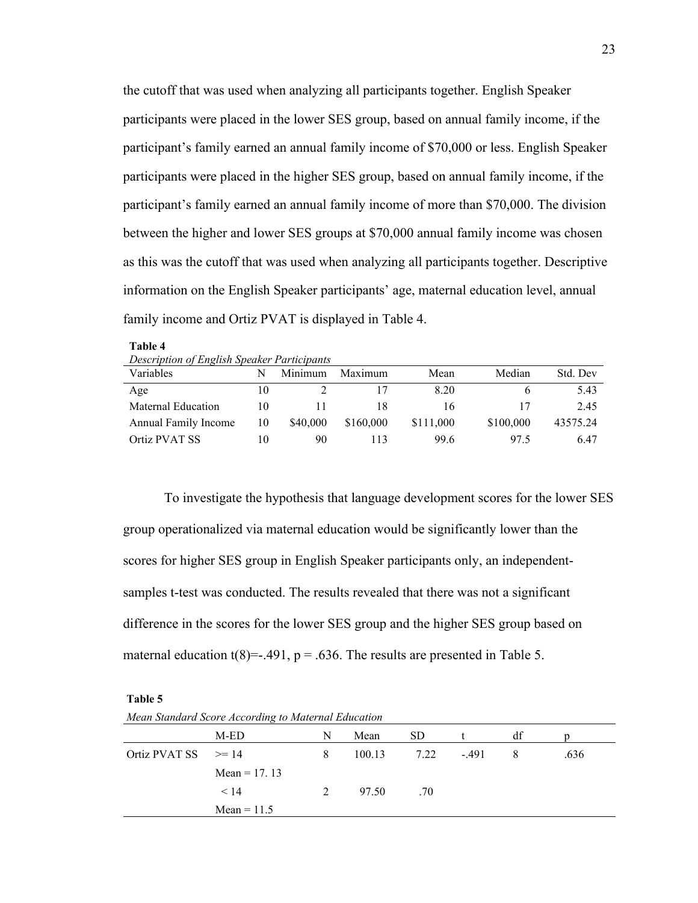the cutoff that was used when analyzing all participants together. English Speaker participants were placed in the lower SES group, based on annual family income, if the participant's family earned an annual family income of $70,000 or less. English Speaker participants were placed in the higher SES group, based on annual family income, if the participant's family earned an annual family income of more than $70,000. The division between the higher and lower SES groups at $70,000 annual family income was chosen as this was the cutoff that was used when analyzing all participants together. Descriptive information on the English Speaker participants' age, maternal education level, annual family income and Ortiz PVAT is displayed in Table 4.

**Table 4**

*Description of English Speaker Participants*

| Variables | N | Minimum | Maximum | Mean | Median | Std. Dev |
|---|---|---|---|---|---|---|
| Age | 10 | 2 | 17 | 8.20 | 6 | 5.43 |
| Maternal Education | 10 | 11 | 18 | 16 | 17 | 2.45 |
| Annual Family Income | 10 | $40,000 | $160,000 | $111,000 | $100,000 | 43575.24 |
| Ortiz PVAT SS | 10 | 90 | 113 | 99.6 | 97.5 | 6.47 |

To investigate the hypothesis that language development scores for the lower SES group operationalized via maternal education would be significantly lower than the scores for higher SES group in English Speaker participants only, an independent-samples t-test was conducted. The results revealed that there was not a significant difference in the scores for the lower SES group and the higher SES group based on maternal education $t(8)=-.491$, $p = .636$. The results are presented in Table 5.

**Table 5**

*Mean Standard Score According to Maternal Education*

| | M-ED | N | Mean | SD | t | df | p |
|---|---|---|---|---|---|---|---|
| Ortiz PVAT SS | >= 14 | 8 | 100.13 | 7.22 | -.491 | 8 | .636 |
| | Mean = 17. 13 | | | | | | |
| | < 14 | 2 | 97.50 | .70 | | | |
| | Mean = 11.5 | | | | | | |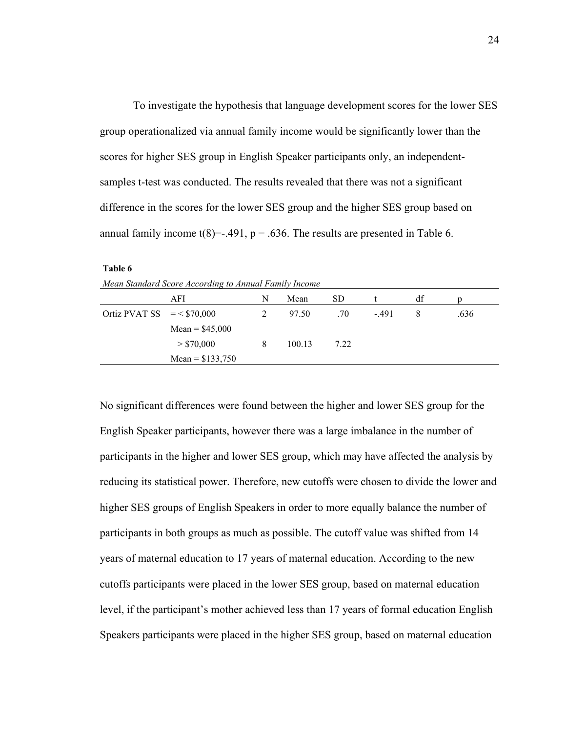To investigate the hypothesis that language development scores for the lower SES group operationalized via annual family income would be significantly lower than the scores for higher SES group in English Speaker participants only, an independent-samples t-test was conducted. The results revealed that there was not a significant difference in the scores for the lower SES group and the higher SES group based on annual family income $t(8)=-.491$, $p = .636$. The results are presented in Table 6.

**Table 6**

*Mean Standard Score According to Annual Family Income*

| | AFI | N | Mean | SD | t | df | p |
|---|---|---|---|---|---|---|---|
| Ortiz PVAT SS | = < $70,000 | 2 | 97.50 | .70 | -.491 | 8 | .636 |
| | Mean = $45,000 | | | | | | |
| | > $70,000 | 8 | 100.13 | 7.22 | | | |
| | Mean = $133,750 | | | | | | |

No significant differences were found between the higher and lower SES group for the English Speaker participants, however there was a large imbalance in the number of participants in the higher and lower SES group, which may have affected the analysis by reducing its statistical power. Therefore, new cutoffs were chosen to divide the lower and higher SES groups of English Speakers in order to more equally balance the number of participants in both groups as much as possible. The cutoff value was shifted from 14 years of maternal education to 17 years of maternal education. According to the new cutoffs participants were placed in the lower SES group, based on maternal education level, if the participant's mother achieved less than 17 years of formal education English Speakers participants were placed in the higher SES group, based on maternal education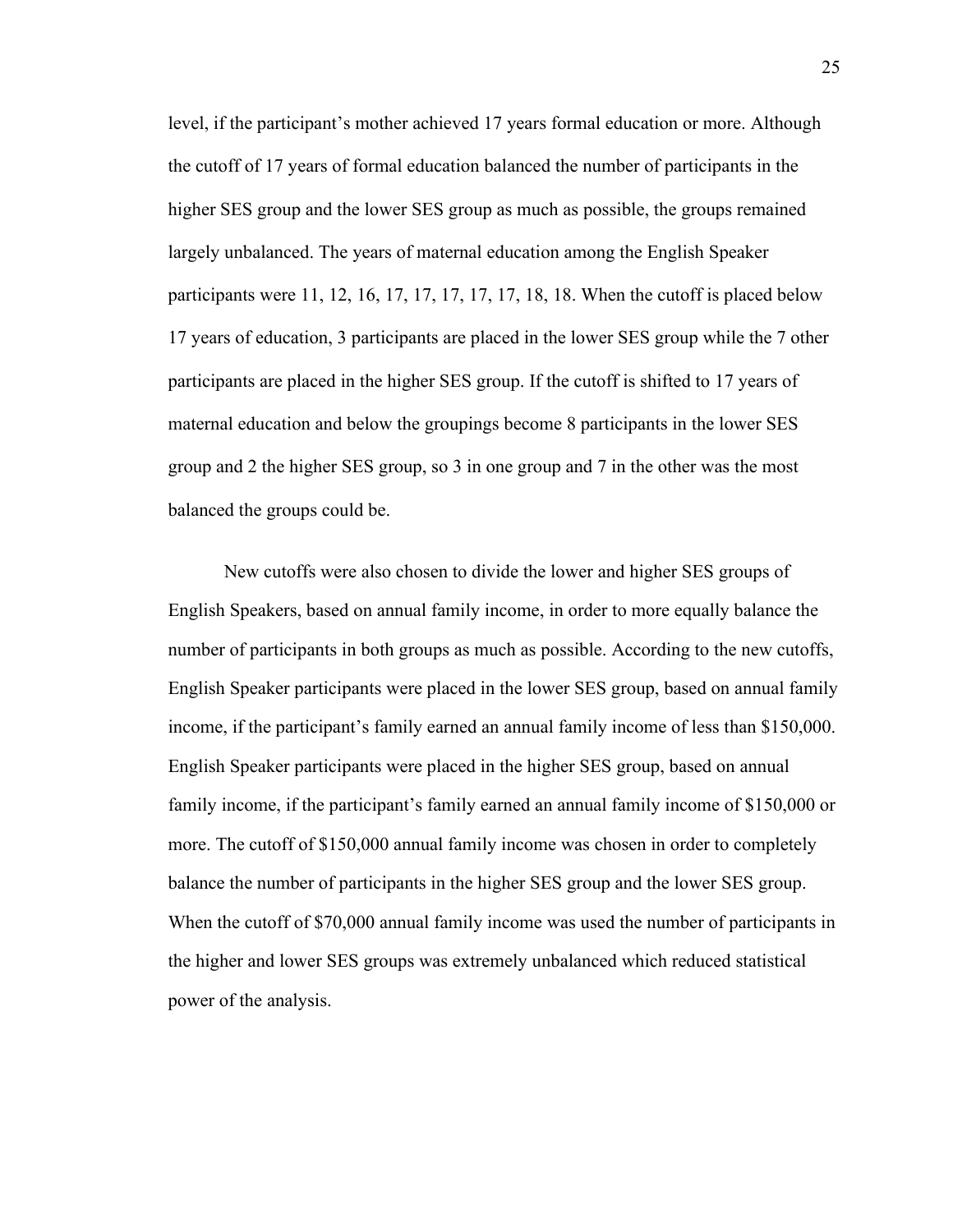level, if the participant's mother achieved 17 years formal education or more. Although the cutoff of 17 years of formal education balanced the number of participants in the higher SES group and the lower SES group as much as possible, the groups remained largely unbalanced. The years of maternal education among the English Speaker participants were 11, 12, 16, 17, 17, 17, 17, 17, 18, 18. When the cutoff is placed below 17 years of education, 3 participants are placed in the lower SES group while the 7 other participants are placed in the higher SES group. If the cutoff is shifted to 17 years of maternal education and below the groupings become 8 participants in the lower SES group and 2 the higher SES group, so 3 in one group and 7 in the other was the most balanced the groups could be.

New cutoffs were also chosen to divide the lower and higher SES groups of English Speakers, based on annual family income, in order to more equally balance the number of participants in both groups as much as possible. According to the new cutoffs, English Speaker participants were placed in the lower SES group, based on annual family income, if the participant's family earned an annual family income of less than $150,000. English Speaker participants were placed in the higher SES group, based on annual family income, if the participant's family earned an annual family income of $150,000 or more. The cutoff of $150,000 annual family income was chosen in order to completely balance the number of participants in the higher SES group and the lower SES group. When the cutoff of $70,000 annual family income was used the number of participants in the higher and lower SES groups was extremely unbalanced which reduced statistical power of the analysis.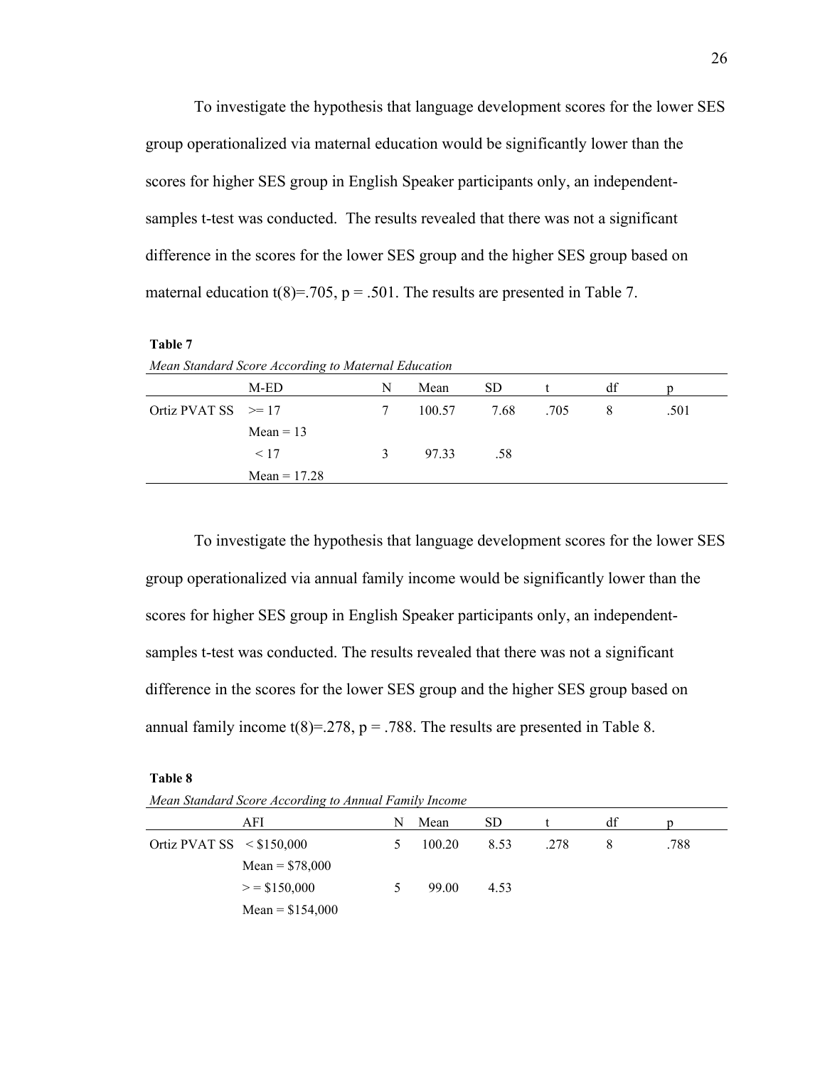To investigate the hypothesis that language development scores for the lower SES group operationalized via maternal education would be significantly lower than the scores for higher SES group in English Speaker participants only, an independent-samples t-test was conducted. The results revealed that there was not a significant difference in the scores for the lower SES group and the higher SES group based on maternal education $t(8)=.705$, $p = .501$. The results are presented in Table 7.

**Table 7**

*Mean Standard Score According to Maternal Education*

| | M-ED | N | Mean | SD | t | df | p |
|---|---|---|---|---|---|---|---|
| Ortiz PVAT SS | >= 17 | 7 | 100.57 | 7.68 | .705 | 8 | .501 |
| | Mean = 13 | | | | | | |
| | < 17 | 3 | 97.33 | .58 | | | |
| | Mean = 17.28 | | | | | | |

To investigate the hypothesis that language development scores for the lower SES group operationalized via annual family income would be significantly lower than the scores for higher SES group in English Speaker participants only, an independent-samples t-test was conducted. The results revealed that there was not a significant difference in the scores for the lower SES group and the higher SES group based on annual family income $t(8)=.278$, $p = .788$. The results are presented in Table 8.

**Table 8**

*Mean Standard Score According to Annual Family Income*

| | AFI | N | Mean | SD | t | df | p |
|---|---|---|---|---|---|---|---|
| Ortiz PVAT SS | < $150,000 | 5 | 100.20 | 8.53 | .278 | 8 | .788 |
| | Mean = $78,000 | | | | | | |
| | > = $150,000 | 5 | 99.00 | 4.53 | | | |
| | Mean = $154,000 | | | | | | |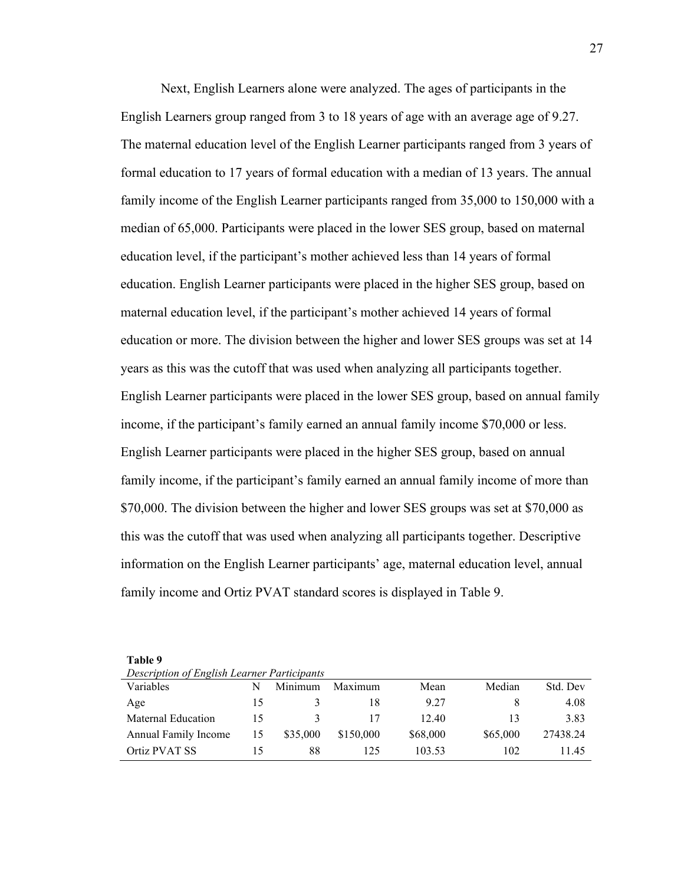Next, English Learners alone were analyzed. The ages of participants in the English Learners group ranged from 3 to 18 years of age with an average age of 9.27. The maternal education level of the English Learner participants ranged from 3 years of formal education to 17 years of formal education with a median of 13 years. The annual family income of the English Learner participants ranged from 35,000 to 150,000 with a median of 65,000. Participants were placed in the lower SES group, based on maternal education level, if the participant's mother achieved less than 14 years of formal education. English Learner participants were placed in the higher SES group, based on maternal education level, if the participant's mother achieved 14 years of formal education or more. The division between the higher and lower SES groups was set at 14 years as this was the cutoff that was used when analyzing all participants together. English Learner participants were placed in the lower SES group, based on annual family income, if the participant's family earned an annual family income $70,000 or less. English Learner participants were placed in the higher SES group, based on annual family income, if the participant's family earned an annual family income of more than $70,000. The division between the higher and lower SES groups was set at $70,000 as this was the cutoff that was used when analyzing all participants together. Descriptive information on the English Learner participants' age, maternal education level, annual family income and Ortiz PVAT standard scores is displayed in Table 9.

**Table 9**

*Description of English Learner Participants*

| Variables | N | Minimum | Maximum | Mean | Median | Std. Dev |
|---|---|---|---|---|---|---|
| Age | 15 | 3 | 18 | 9.27 | 8 | 4.08 |
| Maternal Education | 15 | 3 | 17 | 12.40 | 13 | 3.83 |
| Annual Family Income | 15 | $35,000 | $150,000 | $68,000 | $65,000 | 27438.24 |
| Ortiz PVAT SS | 15 | 88 | 125 | 103.53 | 102 | 11.45 |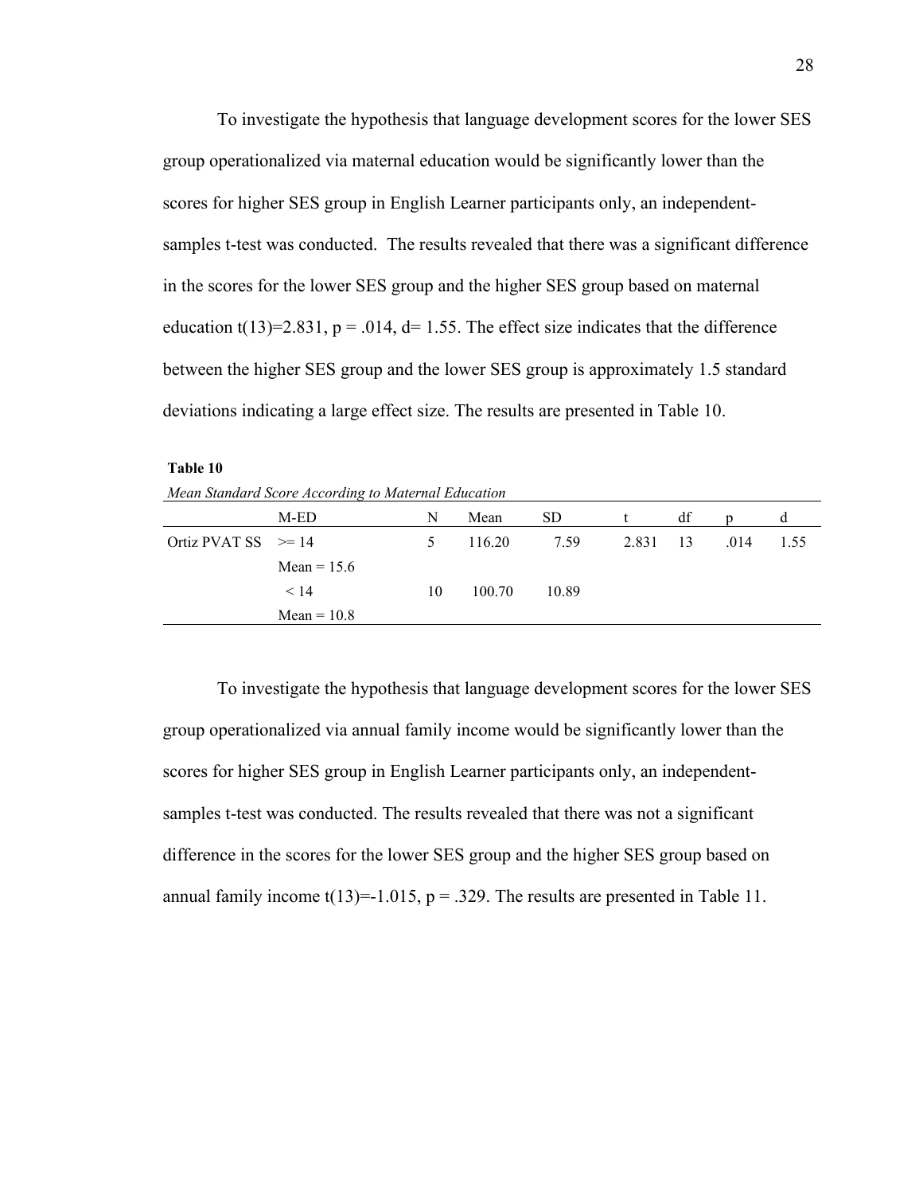To investigate the hypothesis that language development scores for the lower SES group operationalized via maternal education would be significantly lower than the scores for higher SES group in English Learner participants only, an independent-samples t-test was conducted. The results revealed that there was a significant difference in the scores for the lower SES group and the higher SES group based on maternal education $t(13)=2.831$, $p = .014$, $d= 1.55$. The effect size indicates that the difference between the higher SES group and the lower SES group is approximately 1.5 standard deviations indicating a large effect size. The results are presented in Table 10.

**Table 10**

*Mean Standard Score According to Maternal Education*

| | M-ED | N | Mean | SD | t | df | p | d |
|---|---|---|---|---|---|---|---|---|
| Ortiz PVAT SS | >= 14 | 5 | 116.20 | 7.59 | 2.831 | 13 | .014 | 1.55 |
| | Mean = 15.6 | | | | | | | |
| | < 14 | 10 | 100.70 | 10.89 | | | | |
| | Mean = 10.8 | | | | | | | |

To investigate the hypothesis that language development scores for the lower SES group operationalized via annual family income would be significantly lower than the scores for higher SES group in English Learner participants only, an independent-samples t-test was conducted. The results revealed that there was not a significant difference in the scores for the lower SES group and the higher SES group based on annual family income $t(13)=-1.015$, $p = .329$. The results are presented in Table 11.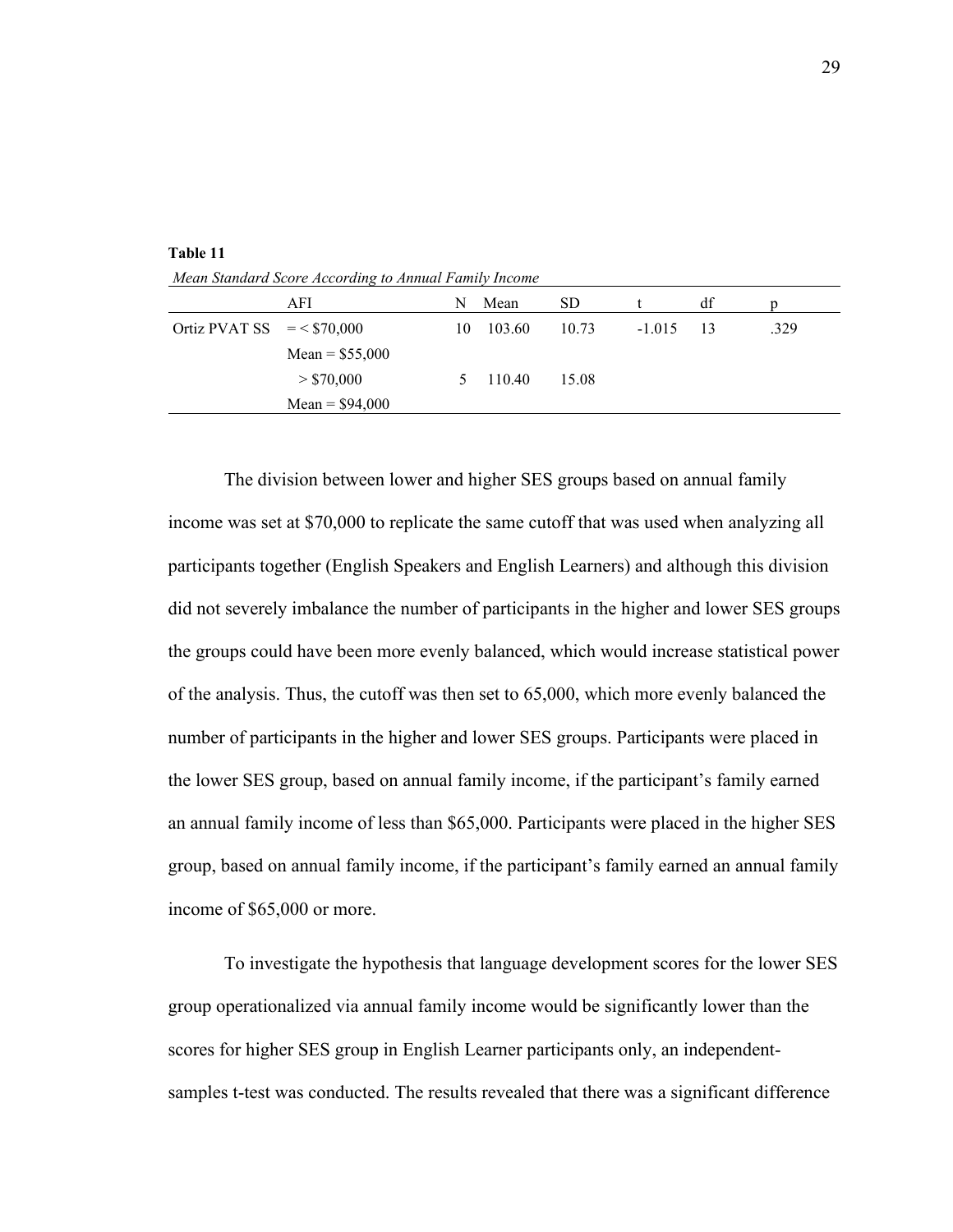**Table 11**

*Mean Standard Score According to Annual Family Income*

| | AFI | N | Mean | SD | t | df | p |
|---|---|---|---|---|---|---|---|
| Ortiz PVAT SS | = < $70,000 | 10 | 103.60 | 10.73 | -1.015 | 13 | .329 |
| | Mean = $55,000 | | | | | | |
| | > $70,000 | 5 | 110.40 | 15.08 | | | |
| | Mean = $94,000 | | | | | | |

The division between lower and higher SES groups based on annual family income was set at $70,000 to replicate the same cutoff that was used when analyzing all participants together (English Speakers and English Learners) and although this division did not severely imbalance the number of participants in the higher and lower SES groups the groups could have been more evenly balanced, which would increase statistical power of the analysis. Thus, the cutoff was then set to 65,000, which more evenly balanced the number of participants in the higher and lower SES groups. Participants were placed in the lower SES group, based on annual family income, if the participant's family earned an annual family income of less than $65,000. Participants were placed in the higher SES group, based on annual family income, if the participant's family earned an annual family income of $65,000 or more.

To investigate the hypothesis that language development scores for the lower SES group operationalized via annual family income would be significantly lower than the scores for higher SES group in English Learner participants only, an independent-samples t-test was conducted. The results revealed that there was a significant difference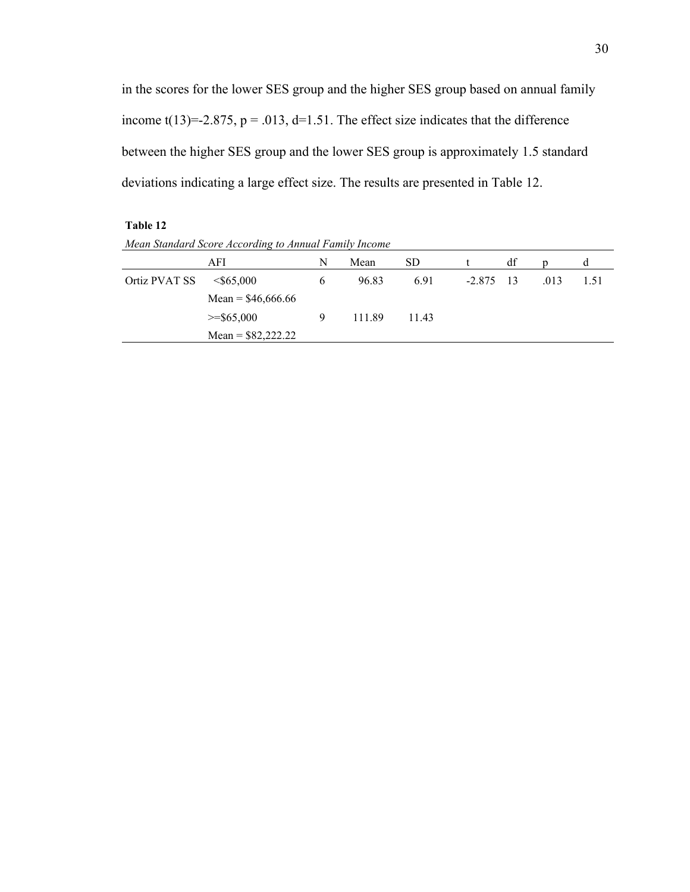in the scores for the lower SES group and the higher SES group based on annual family income $t(13)=-2.875$, $p = .013$, $d=1.51$. The effect size indicates that the difference between the higher SES group and the lower SES group is approximately 1.5 standard deviations indicating a large effect size. The results are presented in Table 12.

**Table 12**

*Mean Standard Score According to Annual Family Income*

| | AFI | N | Mean | SD | t | df | p | d |
|---|---|---|---|---|---|---|---|---|
| Ortiz PVAT SS | <$65,000 | 6 | 96.83 | 6.91 | -2.875 | 13 | .013 | 1.51 |
| | Mean = $46,666.66 | | | | | | | |
| | >=$65,000 | 9 | 111.89 | 11.43 | | | | |
| | Mean = $82,222.22 | | | | | | | |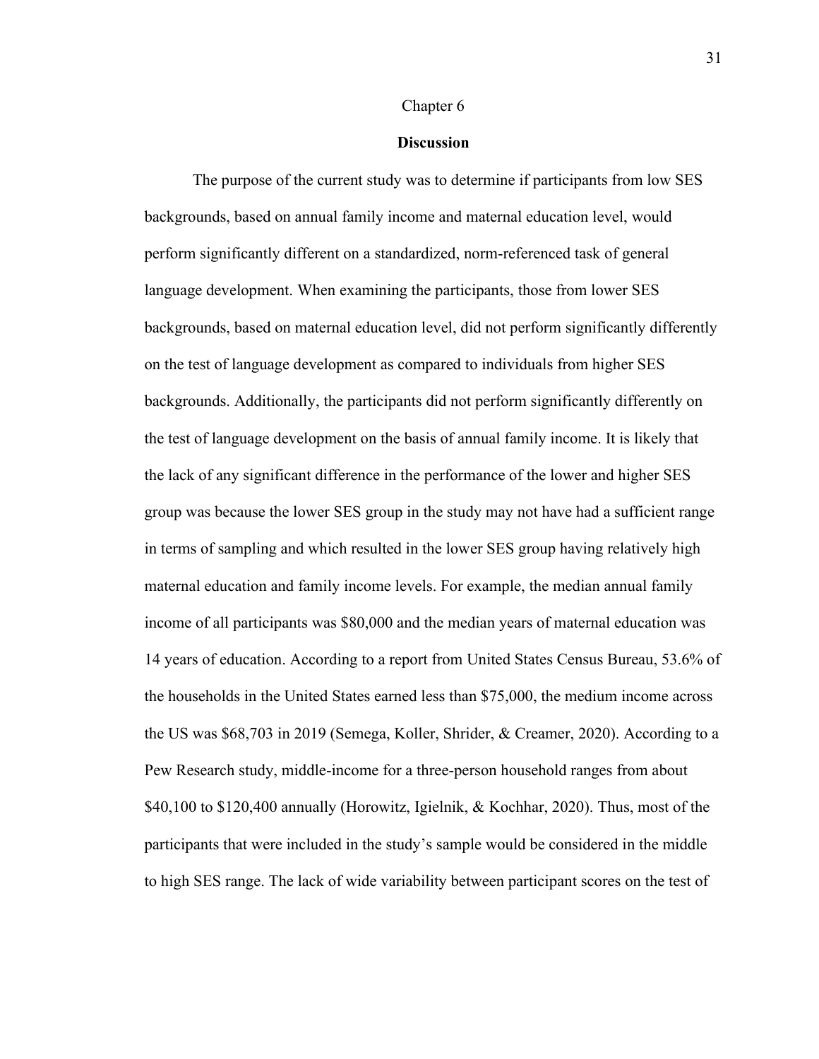Chapter 6

# Discussion

The purpose of the current study was to determine if participants from low SES backgrounds, based on annual family income and maternal education level, would perform significantly different on a standardized, norm-referenced task of general language development. When examining the participants, those from lower SES backgrounds, based on maternal education level, did not perform significantly differently on the test of language development as compared to individuals from higher SES backgrounds. Additionally, the participants did not perform significantly differently on the test of language development on the basis of annual family income. It is likely that the lack of any significant difference in the performance of the lower and higher SES group was because the lower SES group in the study may not have had a sufficient range in terms of sampling and which resulted in the lower SES group having relatively high maternal education and family income levels. For example, the median annual family income of all participants was $80,000 and the median years of maternal education was 14 years of education. According to a report from United States Census Bureau, 53.6% of the households in the United States earned less than $75,000, the medium income across the US was $68,703 in 2019 (Semega, Koller, Shrider, & Creamer, 2020). According to a Pew Research study, middle-income for a three-person household ranges from about $40,100 to $120,400 annually (Horowitz, Igielnik, & Kochhar, 2020). Thus, most of the participants that were included in the study's sample would be considered in the middle to high SES range. The lack of wide variability between participant scores on the test of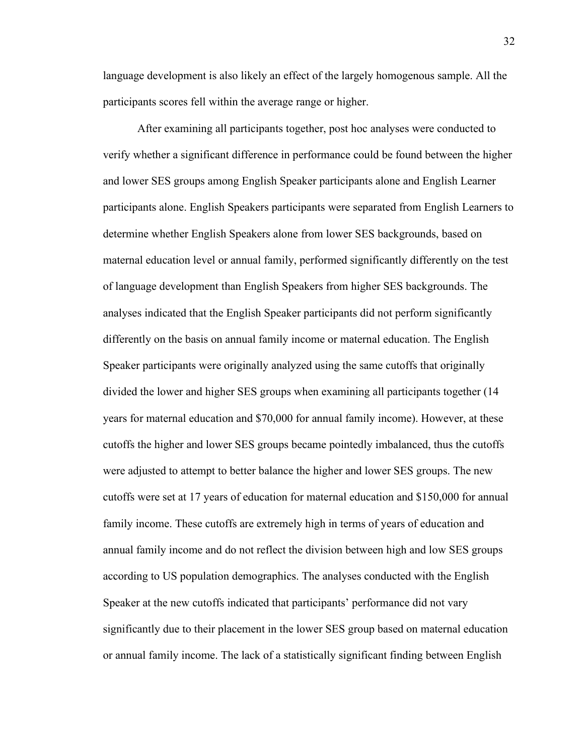language development is also likely an effect of the largely homogenous sample. All the participants scores fell within the average range or higher.

After examining all participants together, post hoc analyses were conducted to verify whether a significant difference in performance could be found between the higher and lower SES groups among English Speaker participants alone and English Learner participants alone. English Speakers participants were separated from English Learners to determine whether English Speakers alone from lower SES backgrounds, based on maternal education level or annual family, performed significantly differently on the test of language development than English Speakers from higher SES backgrounds. The analyses indicated that the English Speaker participants did not perform significantly differently on the basis on annual family income or maternal education. The English Speaker participants were originally analyzed using the same cutoffs that originally divided the lower and higher SES groups when examining all participants together (14 years for maternal education and $70,000 for annual family income). However, at these cutoffs the higher and lower SES groups became pointedly imbalanced, thus the cutoffs were adjusted to attempt to better balance the higher and lower SES groups. The new cutoffs were set at 17 years of education for maternal education and $150,000 for annual family income. These cutoffs are extremely high in terms of years of education and annual family income and do not reflect the division between high and low SES groups according to US population demographics. The analyses conducted with the English Speaker at the new cutoffs indicated that participants' performance did not vary significantly due to their placement in the lower SES group based on maternal education or annual family income. The lack of a statistically significant finding between English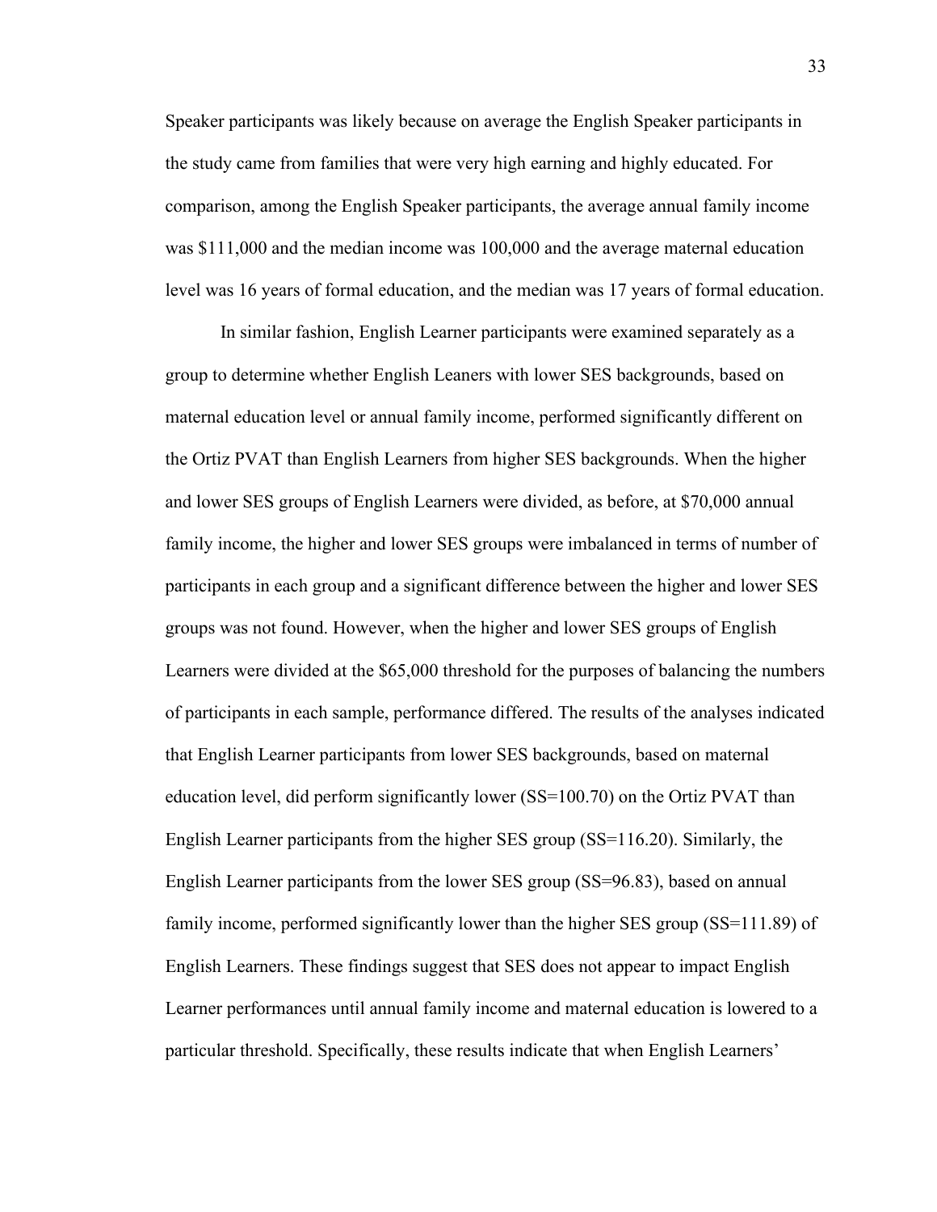Speaker participants was likely because on average the English Speaker participants in the study came from families that were very high earning and highly educated. For comparison, among the English Speaker participants, the average annual family income was $111,000 and the median income was 100,000 and the average maternal education level was 16 years of formal education, and the median was 17 years of formal education.

In similar fashion, English Learner participants were examined separately as a group to determine whether English Leaners with lower SES backgrounds, based on maternal education level or annual family income, performed significantly different on the Ortiz PVAT than English Learners from higher SES backgrounds. When the higher and lower SES groups of English Learners were divided, as before, at $70,000 annual family income, the higher and lower SES groups were imbalanced in terms of number of participants in each group and a significant difference between the higher and lower SES groups was not found. However, when the higher and lower SES groups of English Learners were divided at the $65,000 threshold for the purposes of balancing the numbers of participants in each sample, performance differed. The results of the analyses indicated that English Learner participants from lower SES backgrounds, based on maternal education level, did perform significantly lower (SS=100.70) on the Ortiz PVAT than English Learner participants from the higher SES group (SS=116.20). Similarly, the English Learner participants from the lower SES group (SS=96.83), based on annual family income, performed significantly lower than the higher SES group (SS=111.89) of English Learners. These findings suggest that SES does not appear to impact English Learner performances until annual family income and maternal education is lowered to a particular threshold. Specifically, these results indicate that when English Learners'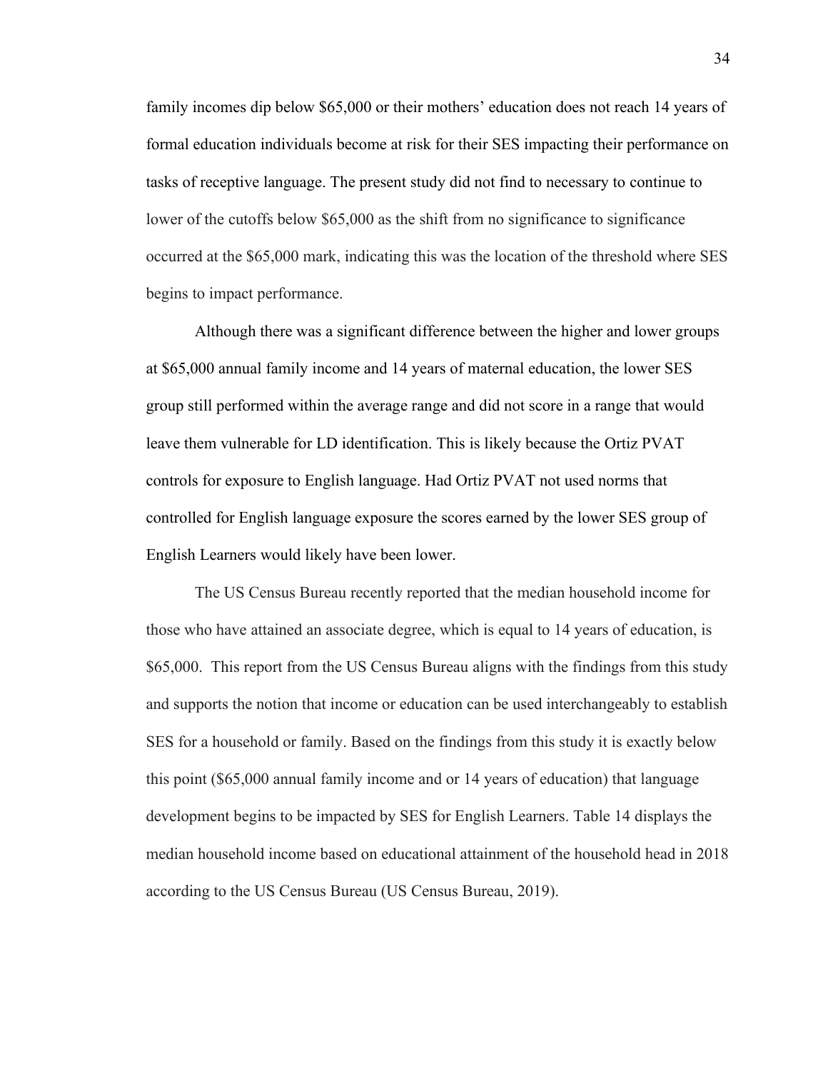family incomes dip below $65,000 or their mothers' education does not reach 14 years of formal education individuals become at risk for their SES impacting their performance on tasks of receptive language. The present study did not find to necessary to continue to lower of the cutoffs below $65,000 as the shift from no significance to significance occurred at the $65,000 mark, indicating this was the location of the threshold where SES begins to impact performance.

Although there was a significant difference between the higher and lower groups at $65,000 annual family income and 14 years of maternal education, the lower SES group still performed within the average range and did not score in a range that would leave them vulnerable for LD identification. This is likely because the Ortiz PVAT controls for exposure to English language. Had Ortiz PVAT not used norms that controlled for English language exposure the scores earned by the lower SES group of English Learners would likely have been lower.

The US Census Bureau recently reported that the median household income for those who have attained an associate degree, which is equal to 14 years of education, is $65,000. This report from the US Census Bureau aligns with the findings from this study and supports the notion that income or education can be used interchangeably to establish SES for a household or family. Based on the findings from this study it is exactly below this point ($65,000 annual family income and or 14 years of education) that language development begins to be impacted by SES for English Learners. Table 14 displays the median household income based on educational attainment of the household head in 2018 according to the US Census Bureau (US Census Bureau, 2019).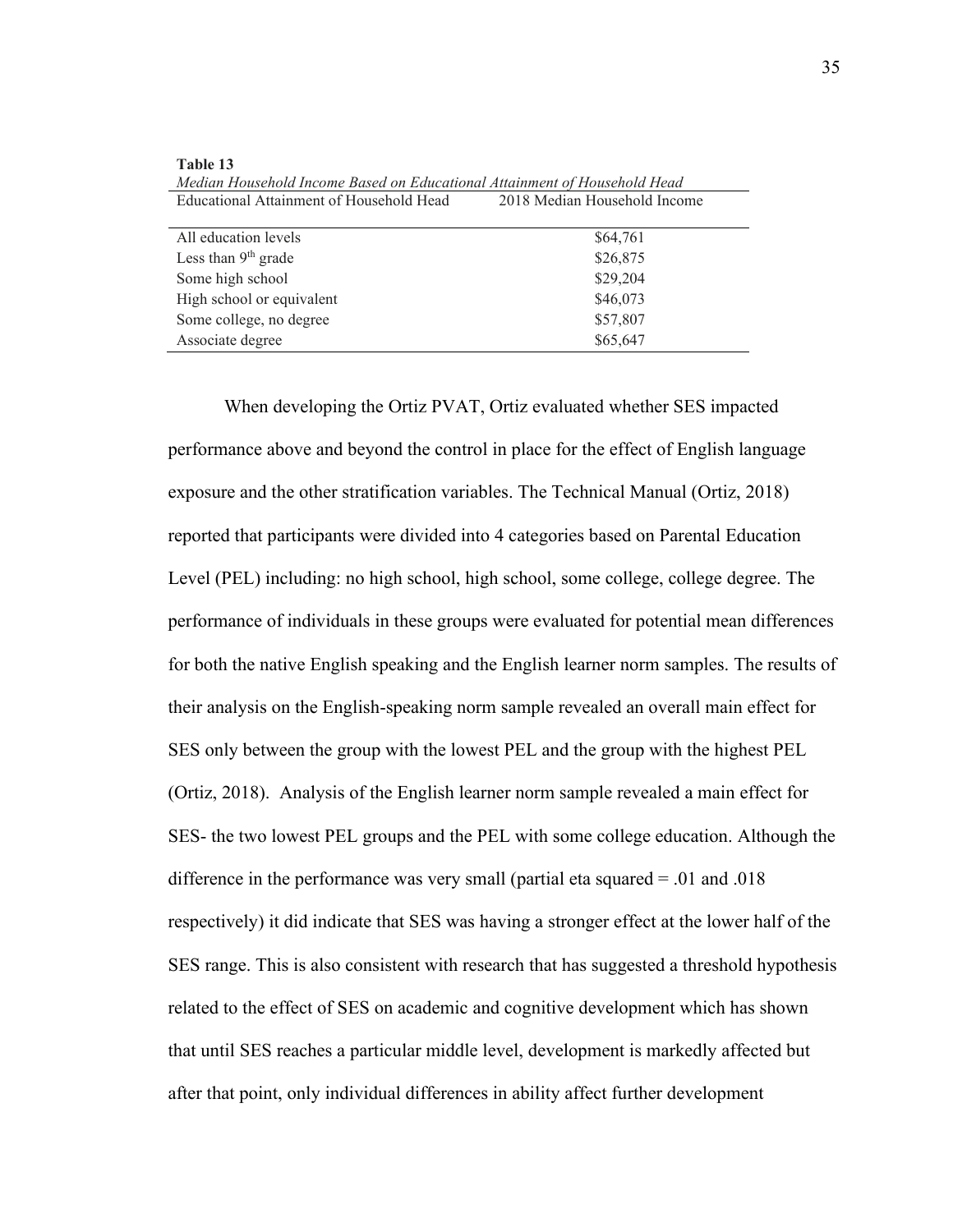**Table 13**

*Median Household Income Based on Educational Attainment of Household Head*

| Educational Attainment of Household Head | 2018 Median Household Income |
|---|---|
| All education levels | $64,761 |
| Less than 9th grade | $26,875 |
| Some high school | $29,204 |
| High school or equivalent | $46,073 |
| Some college, no degree | $57,807 |
| Associate degree | $65,647 |

When developing the Ortiz PVAT, Ortiz evaluated whether SES impacted performance above and beyond the control in place for the effect of English language exposure and the other stratification variables. The Technical Manual (Ortiz, 2018) reported that participants were divided into 4 categories based on Parental Education Level (PEL) including: no high school, high school, some college, college degree. The performance of individuals in these groups were evaluated for potential mean differences for both the native English speaking and the English learner norm samples. The results of their analysis on the English-speaking norm sample revealed an overall main effect for SES only between the group with the lowest PEL and the group with the highest PEL (Ortiz, 2018). Analysis of the English learner norm sample revealed a main effect for SES- the two lowest PEL groups and the PEL with some college education. Although the difference in the performance was very small (partial eta squared = .01 and .018 respectively) it did indicate that SES was having a stronger effect at the lower half of the SES range. This is also consistent with research that has suggested a threshold hypothesis related to the effect of SES on academic and cognitive development which has shown that until SES reaches a particular middle level, development is markedly affected but after that point, only individual differences in ability affect further development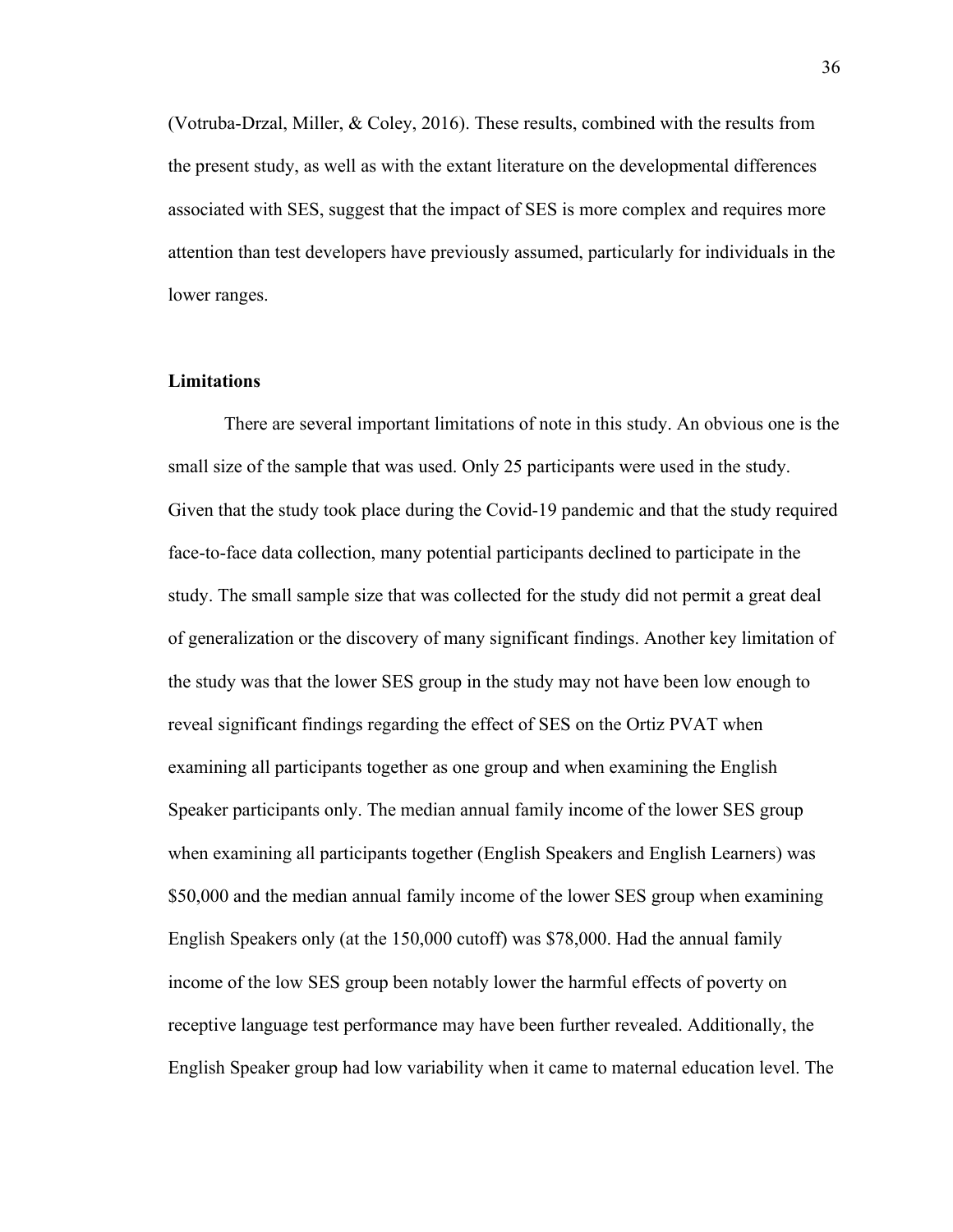(Votruba-Drzal, Miller, & Coley, 2016). These results, combined with the results from the present study, as well as with the extant literature on the developmental differences associated with SES, suggest that the impact of SES is more complex and requires more attention than test developers have previously assumed, particularly for individuals in the lower ranges.

### Limitations

There are several important limitations of note in this study. An obvious one is the small size of the sample that was used. Only 25 participants were used in the study. Given that the study took place during the Covid-19 pandemic and that the study required face-to-face data collection, many potential participants declined to participate in the study. The small sample size that was collected for the study did not permit a great deal of generalization or the discovery of many significant findings. Another key limitation of the study was that the lower SES group in the study may not have been low enough to reveal significant findings regarding the effect of SES on the Ortiz PVAT when examining all participants together as one group and when examining the English Speaker participants only. The median annual family income of the lower SES group when examining all participants together (English Speakers and English Learners) was $50,000 and the median annual family income of the lower SES group when examining English Speakers only (at the 150,000 cutoff) was $78,000. Had the annual family income of the low SES group been notably lower the harmful effects of poverty on receptive language test performance may have been further revealed. Additionally, the English Speaker group had low variability when it came to maternal education level. The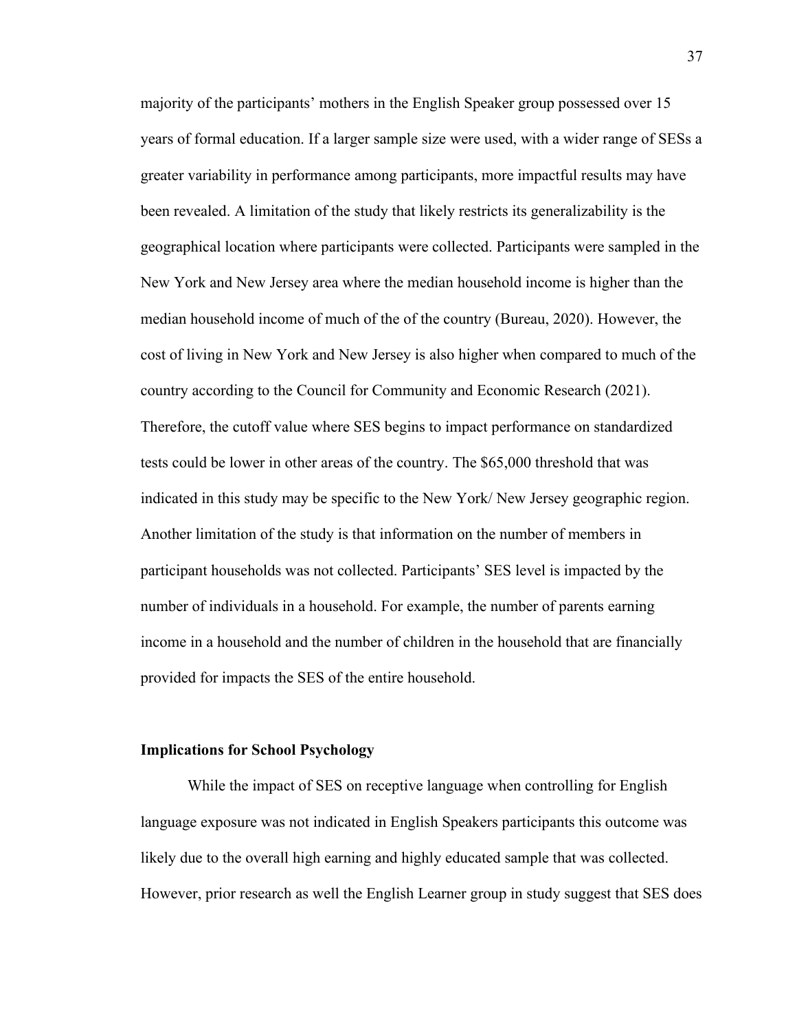majority of the participants' mothers in the English Speaker group possessed over 15 years of formal education. If a larger sample size were used, with a wider range of SESs a greater variability in performance among participants, more impactful results may have been revealed. A limitation of the study that likely restricts its generalizability is the geographical location where participants were collected. Participants were sampled in the New York and New Jersey area where the median household income is higher than the median household income of much of the of the country (Bureau, 2020). However, the cost of living in New York and New Jersey is also higher when compared to much of the country according to the Council for Community and Economic Research (2021). Therefore, the cutoff value where SES begins to impact performance on standardized tests could be lower in other areas of the country. The $65,000 threshold that was indicated in this study may be specific to the New York/ New Jersey geographic region. Another limitation of the study is that information on the number of members in participant households was not collected. Participants' SES level is impacted by the number of individuals in a household. For example, the number of parents earning income in a household and the number of children in the household that are financially provided for impacts the SES of the entire household.

### Implications for School Psychology

While the impact of SES on receptive language when controlling for English language exposure was not indicated in English Speakers participants this outcome was likely due to the overall high earning and highly educated sample that was collected. However, prior research as well the English Learner group in study suggest that SES does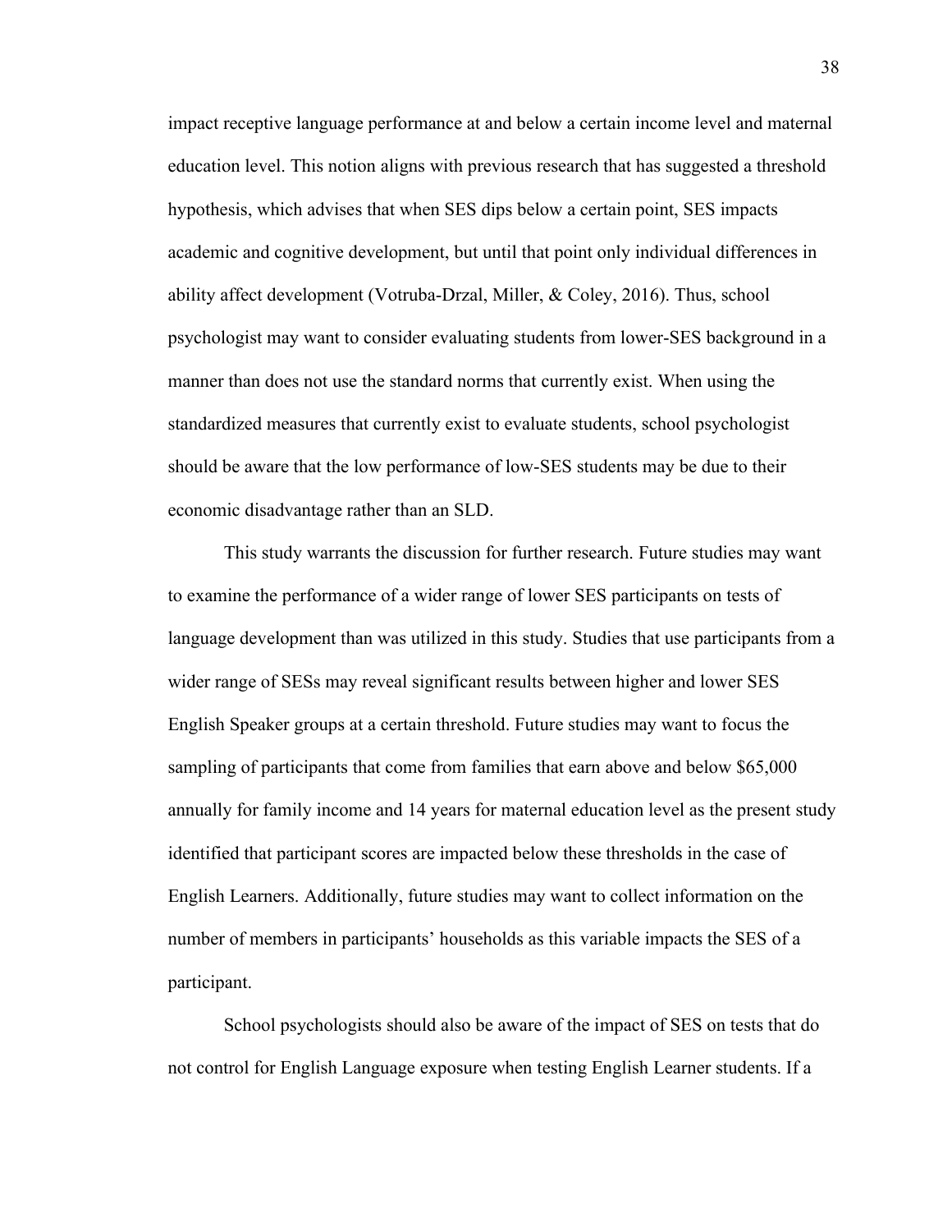impact receptive language performance at and below a certain income level and maternal education level. This notion aligns with previous research that has suggested a threshold hypothesis, which advises that when SES dips below a certain point, SES impacts academic and cognitive development, but until that point only individual differences in ability affect development (Votruba-Drzal, Miller, & Coley, 2016). Thus, school psychologist may want to consider evaluating students from lower-SES background in a manner than does not use the standard norms that currently exist. When using the standardized measures that currently exist to evaluate students, school psychologist should be aware that the low performance of low-SES students may be due to their economic disadvantage rather than an SLD.

This study warrants the discussion for further research. Future studies may want to examine the performance of a wider range of lower SES participants on tests of language development than was utilized in this study. Studies that use participants from a wider range of SESs may reveal significant results between higher and lower SES English Speaker groups at a certain threshold. Future studies may want to focus the sampling of participants that come from families that earn above and below $65,000 annually for family income and 14 years for maternal education level as the present study identified that participant scores are impacted below these thresholds in the case of English Learners. Additionally, future studies may want to collect information on the number of members in participants' households as this variable impacts the SES of a participant.

School psychologists should also be aware of the impact of SES on tests that do not control for English Language exposure when testing English Learner students. If a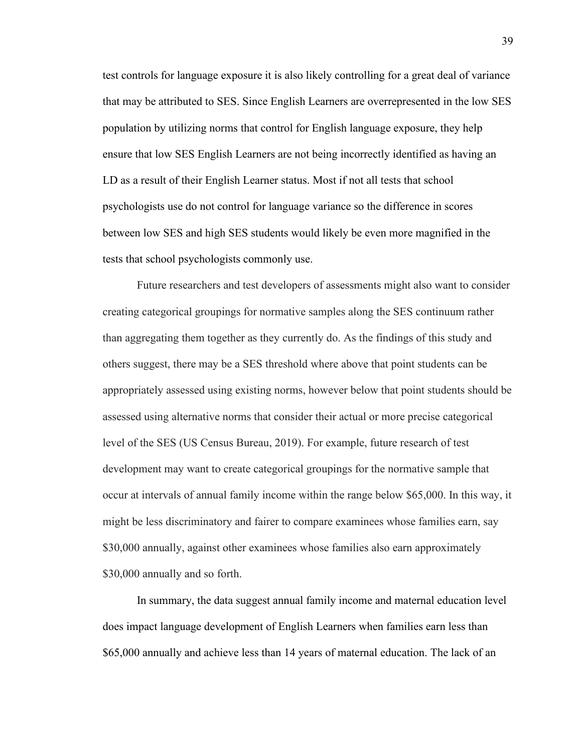test controls for language exposure it is also likely controlling for a great deal of variance that may be attributed to SES. Since English Learners are overrepresented in the low SES population by utilizing norms that control for English language exposure, they help ensure that low SES English Learners are not being incorrectly identified as having an LD as a result of their English Learner status. Most if not all tests that school psychologists use do not control for language variance so the difference in scores between low SES and high SES students would likely be even more magnified in the tests that school psychologists commonly use.

Future researchers and test developers of assessments might also want to consider creating categorical groupings for normative samples along the SES continuum rather than aggregating them together as they currently do. As the findings of this study and others suggest, there may be a SES threshold where above that point students can be appropriately assessed using existing norms, however below that point students should be assessed using alternative norms that consider their actual or more precise categorical level of the SES (US Census Bureau, 2019). For example, future research of test development may want to create categorical groupings for the normative sample that occur at intervals of annual family income within the range below $65,000. In this way, it might be less discriminatory and fairer to compare examinees whose families earn, say $30,000 annually, against other examinees whose families also earn approximately $30,000 annually and so forth.

In summary, the data suggest annual family income and maternal education level does impact language development of English Learners when families earn less than $65,000 annually and achieve less than 14 years of maternal education. The lack of an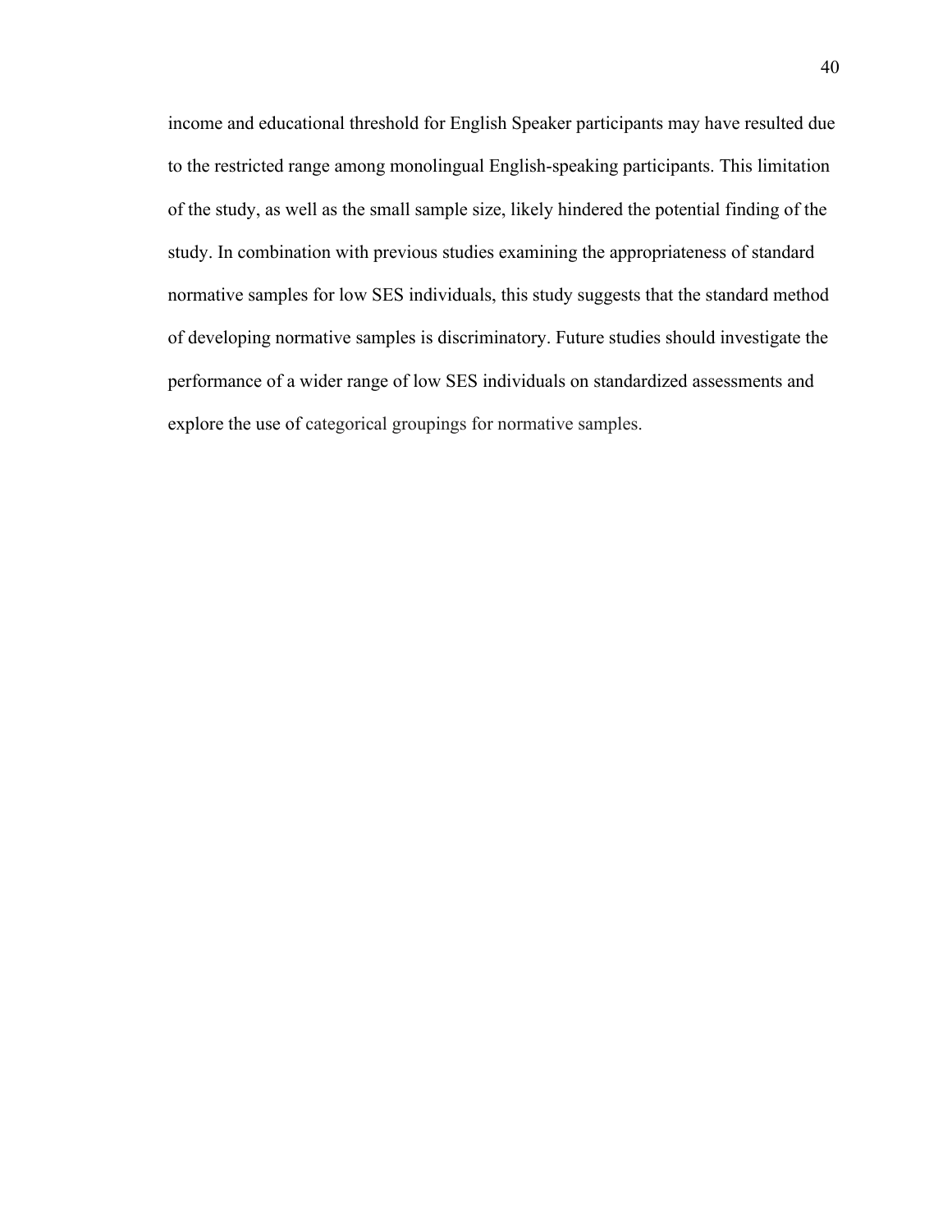income and educational threshold for English Speaker participants may have resulted due to the restricted range among monolingual English-speaking participants. This limitation of the study, as well as the small sample size, likely hindered the potential finding of the study. In combination with previous studies examining the appropriateness of standard normative samples for low SES individuals, this study suggests that the standard method of developing normative samples is discriminatory. Future studies should investigate the performance of a wider range of low SES individuals on standardized assessments and explore the use of categorical groupings for normative samples.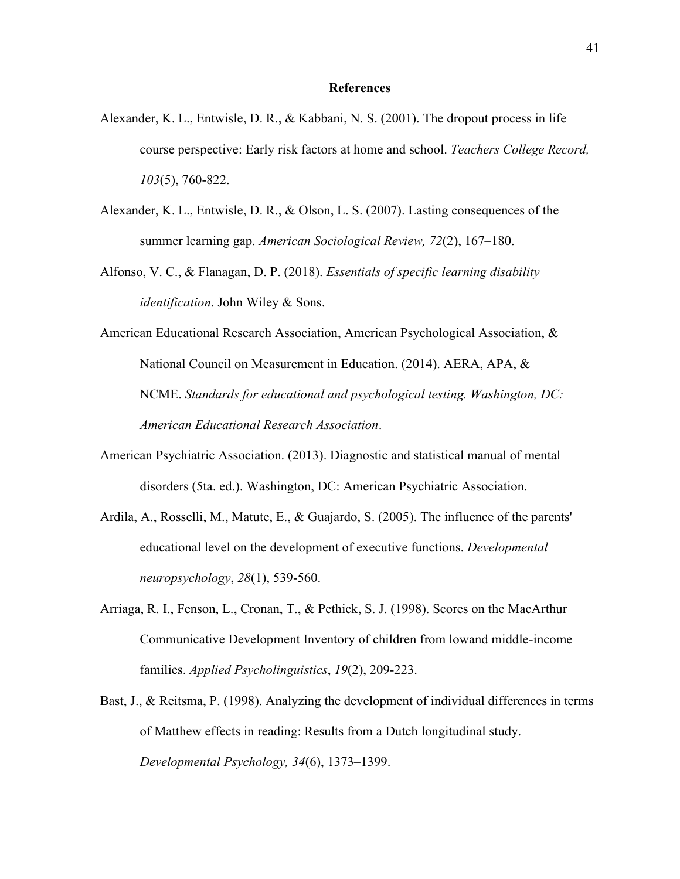# References

Alexander, K. L., Entwisle, D. R., & Kabbani, N. S. (2001). The dropout process in life course perspective: Early risk factors at home and school. *Teachers College Record, 103*(5), 760-822.

Alexander, K. L., Entwisle, D. R., & Olson, L. S. (2007). Lasting consequences of the summer learning gap. *American Sociological Review, 72*(2), 167–180.

Alfonso, V. C., & Flanagan, D. P. (2018). *Essentials of specific learning disability identification*. John Wiley & Sons.

American Educational Research Association, American Psychological Association, & National Council on Measurement in Education. (2014). AERA, APA, & NCME. *Standards for educational and psychological testing. Washington, DC: American Educational Research Association*.

American Psychiatric Association. (2013). Diagnostic and statistical manual of mental disorders (5ta. ed.). Washington, DC: American Psychiatric Association.

Ardila, A., Rosselli, M., Matute, E., & Guajardo, S. (2005). The influence of the parents' educational level on the development of executive functions. *Developmental neuropsychology*, *28*(1), 539-560.

Arriaga, R. I., Fenson, L., Cronan, T., & Pethick, S. J. (1998). Scores on the MacArthur Communicative Development Inventory of children from lowand middle-income families. *Applied Psycholinguistics*, *19*(2), 209-223.

Bast, J., & Reitsma, P. (1998). Analyzing the development of individual differences in terms of Matthew effects in reading: Results from a Dutch longitudinal study. *Developmental Psychology, 34*(6), 1373–1399.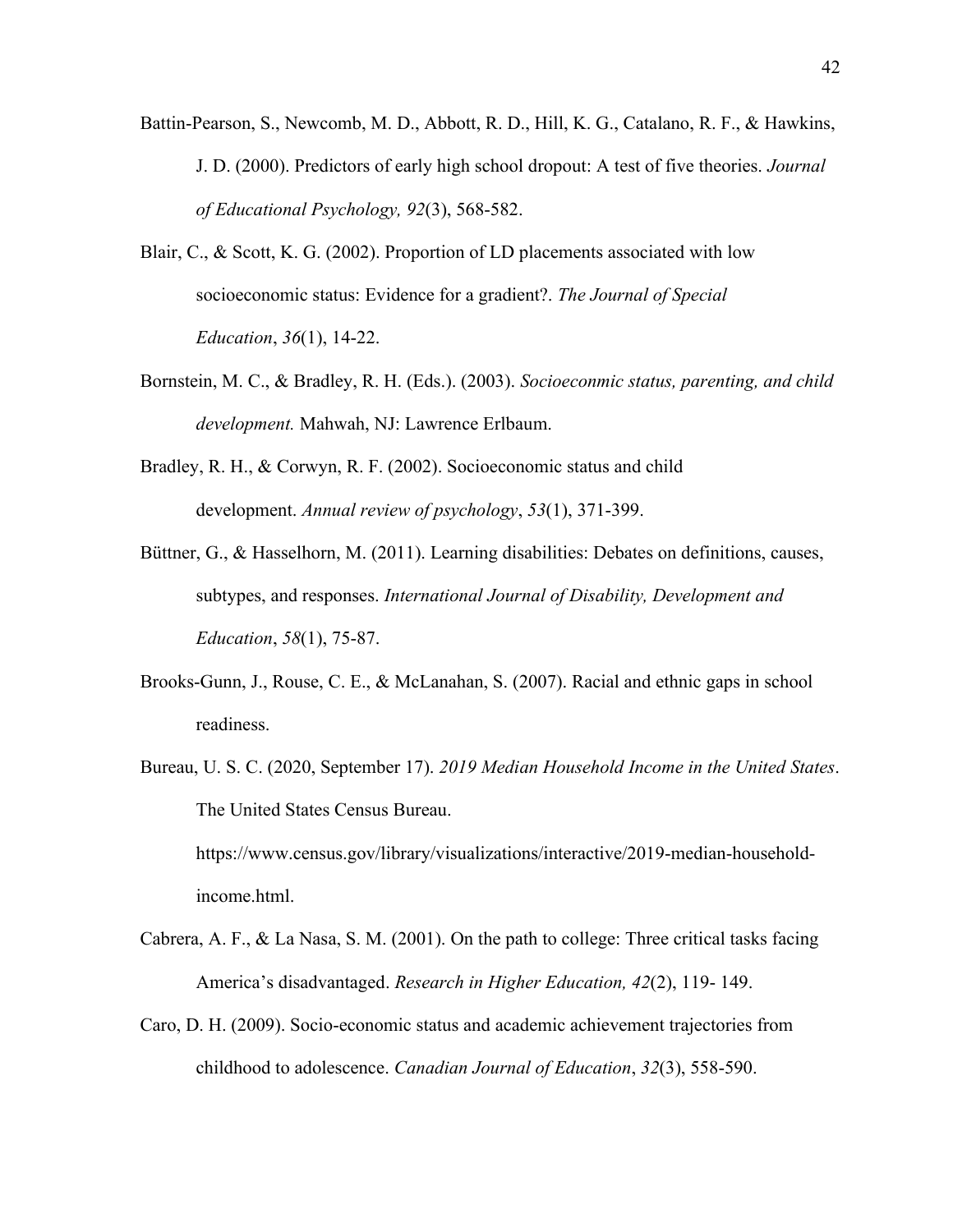Battin-Pearson, S., Newcomb, M. D., Abbott, R. D., Hill, K. G., Catalano, R. F., & Hawkins, J. D. (2000). Predictors of early high school dropout: A test of five theories. *Journal of Educational Psychology, 92*(3), 568-582.

Blair, C., & Scott, K. G. (2002). Proportion of LD placements associated with low socioeconomic status: Evidence for a gradient?. *The Journal of Special Education*, *36*(1), 14-22.

Bornstein, M. C., & Bradley, R. H. (Eds.). (2003). *Socioeconmic status, parenting, and child development.* Mahwah, NJ: Lawrence Erlbaum.

Bradley, R. H., & Corwyn, R. F. (2002). Socioeconomic status and child development. *Annual review of psychology*, *53*(1), 371-399.

Büttner, G., & Hasselhorn, M. (2011). Learning disabilities: Debates on definitions, causes, subtypes, and responses. *International Journal of Disability, Development and Education*, *58*(1), 75-87.

Brooks-Gunn, J., Rouse, C. E., & McLanahan, S. (2007). Racial and ethnic gaps in school readiness.

Bureau, U. S. C. (2020, September 17). *2019 Median Household Income in the United States*. The United States Census Bureau. https://www.census.gov/library/visualizations/interactive/2019-median-household-income.html.

Cabrera, A. F., & La Nasa, S. M. (2001). On the path to college: Three critical tasks facing America's disadvantaged. *Research in Higher Education, 42*(2), 119- 149.

Caro, D. H. (2009). Socio-economic status and academic achievement trajectories from childhood to adolescence. *Canadian Journal of Education*, *32*(3), 558-590.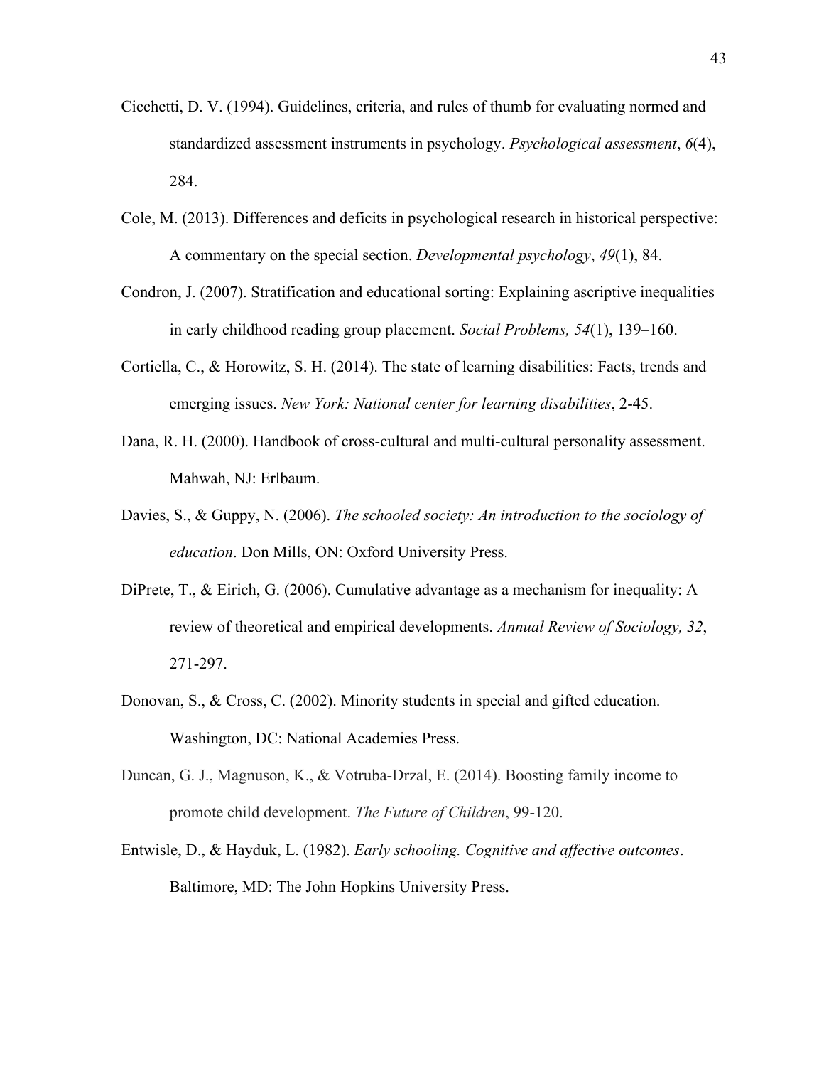Cicchetti, D. V. (1994). Guidelines, criteria, and rules of thumb for evaluating normed and standardized assessment instruments in psychology. *Psychological assessment*, *6*(4), 284.

Cole, M. (2013). Differences and deficits in psychological research in historical perspective: A commentary on the special section. *Developmental psychology*, *49*(1), 84.

Condron, J. (2007). Stratification and educational sorting: Explaining ascriptive inequalities in early childhood reading group placement. *Social Problems, 54*(1), 139–160.

Cortiella, C., & Horowitz, S. H. (2014). The state of learning disabilities: Facts, trends and emerging issues. *New York: National center for learning disabilities*, 2-45.

Dana, R. H. (2000). Handbook of cross-cultural and multi-cultural personality assessment. Mahwah, NJ: Erlbaum.

Davies, S., & Guppy, N. (2006). *The schooled society: An introduction to the sociology of education*. Don Mills, ON: Oxford University Press.

DiPrete, T., & Eirich, G. (2006). Cumulative advantage as a mechanism for inequality: A review of theoretical and empirical developments. *Annual Review of Sociology, 32*, 271-297.

Donovan, S., & Cross, C. (2002). Minority students in special and gifted education. Washington, DC: National Academies Press.

Duncan, G. J., Magnuson, K., & Votruba-Drzal, E. (2014). Boosting family income to promote child development. *The Future of Children*, 99-120.

Entwisle, D., & Hayduk, L. (1982). *Early schooling. Cognitive and affective outcomes*. Baltimore, MD: The John Hopkins University Press.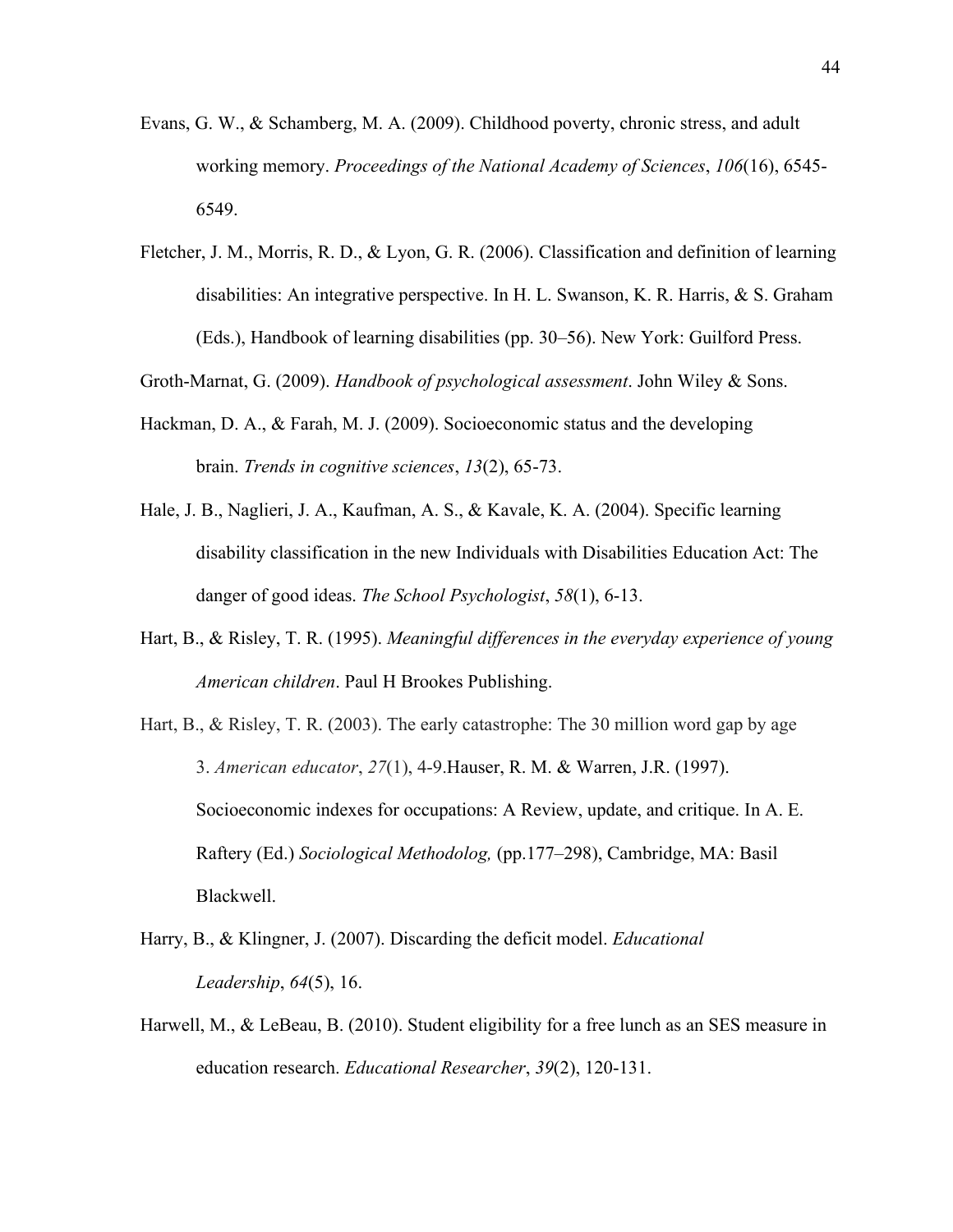Evans, G. W., & Schamberg, M. A. (2009). Childhood poverty, chronic stress, and adult working memory. *Proceedings of the National Academy of Sciences*, *106*(16), 6545-6549.

Fletcher, J. M., Morris, R. D., & Lyon, G. R. (2006). Classification and definition of learning disabilities: An integrative perspective. In H. L. Swanson, K. R. Harris, & S. Graham (Eds.), Handbook of learning disabilities (pp. 30–56). New York: Guilford Press.

Groth-Marnat, G. (2009). *Handbook of psychological assessment*. John Wiley & Sons.

Hackman, D. A., & Farah, M. J. (2009). Socioeconomic status and the developing brain. *Trends in cognitive sciences*, *13*(2), 65-73.

Hale, J. B., Naglieri, J. A., Kaufman, A. S., & Kavale, K. A. (2004). Specific learning disability classification in the new Individuals with Disabilities Education Act: The danger of good ideas. *The School Psychologist*, *58*(1), 6-13.

Hart, B., & Risley, T. R. (1995). *Meaningful differences in the everyday experience of young American children*. Paul H Brookes Publishing.

Hart, B., & Risley, T. R. (2003). The early catastrophe: The 30 million word gap by age 3. *American educator*, *27*(1), 4-9.Hauser, R. M. & Warren, J.R. (1997). Socioeconomic indexes for occupations: A Review, update, and critique. In A. E. Raftery (Ed.) *Sociological Methodolog,* (pp.177–298), Cambridge, MA: Basil Blackwell.

Harry, B., & Klingner, J. (2007). Discarding the deficit model. *Educational Leadership*, *64*(5), 16.

Harwell, M., & LeBeau, B. (2010). Student eligibility for a free lunch as an SES measure in education research. *Educational Researcher*, *39*(2), 120-131.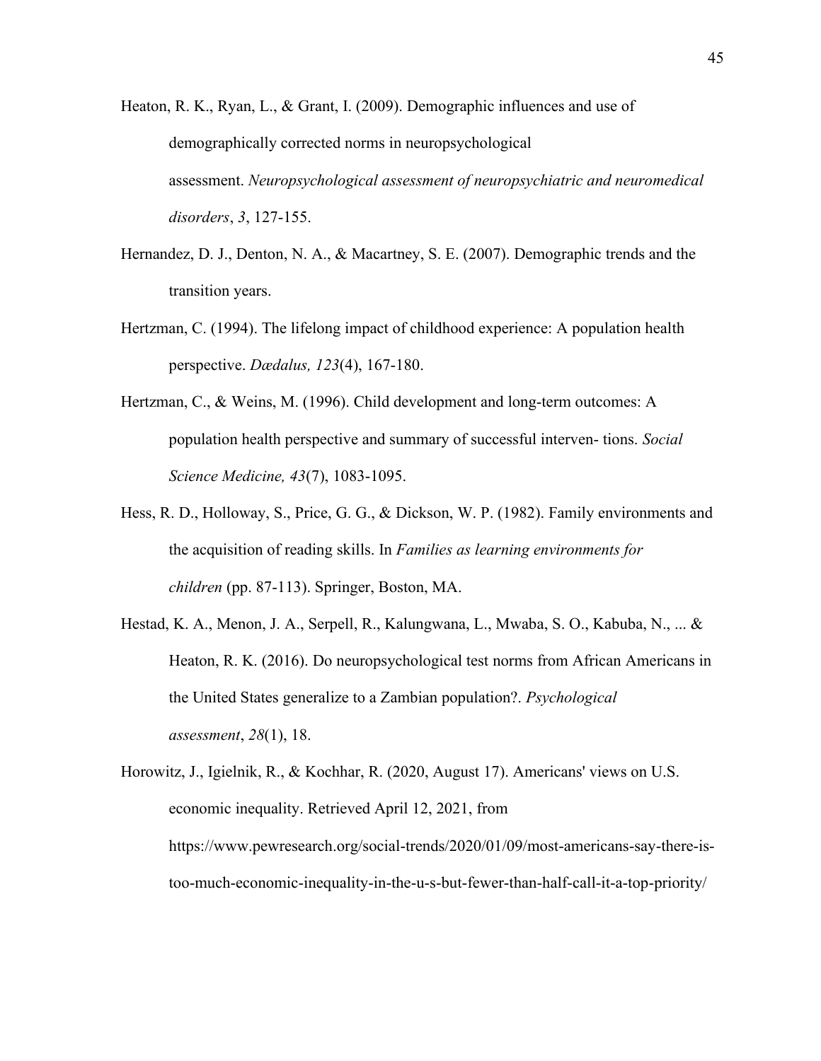Heaton, R. K., Ryan, L., & Grant, I. (2009). Demographic influences and use of demographically corrected norms in neuropsychological assessment. *Neuropsychological assessment of neuropsychiatric and neuromedical disorders*, *3*, 127-155.

Hernandez, D. J., Denton, N. A., & Macartney, S. E. (2007). Demographic trends and the transition years.

Hertzman, C. (1994). The lifelong impact of childhood experience: A population health perspective. *Dædalus, 123*(4), 167-180.

Hertzman, C., & Weins, M. (1996). Child development and long-term outcomes: A population health perspective and summary of successful interven- tions. *Social Science Medicine, 43*(7), 1083-1095.

Hess, R. D., Holloway, S., Price, G. G., & Dickson, W. P. (1982). Family environments and the acquisition of reading skills. In *Families as learning environments for children* (pp. 87-113). Springer, Boston, MA.

Hestad, K. A., Menon, J. A., Serpell, R., Kalungwana, L., Mwaba, S. O., Kabuba, N., ... & Heaton, R. K. (2016). Do neuropsychological test norms from African Americans in the United States generalize to a Zambian population?. *Psychological assessment*, *28*(1), 18.

Horowitz, J., Igielnik, R., & Kochhar, R. (2020, August 17). Americans' views on U.S. economic inequality. Retrieved April 12, 2021, from https://www.pewresearch.org/social-trends/2020/01/09/most-americans-say-there-is-too-much-economic-inequality-in-the-u-s-but-fewer-than-half-call-it-a-top-priority/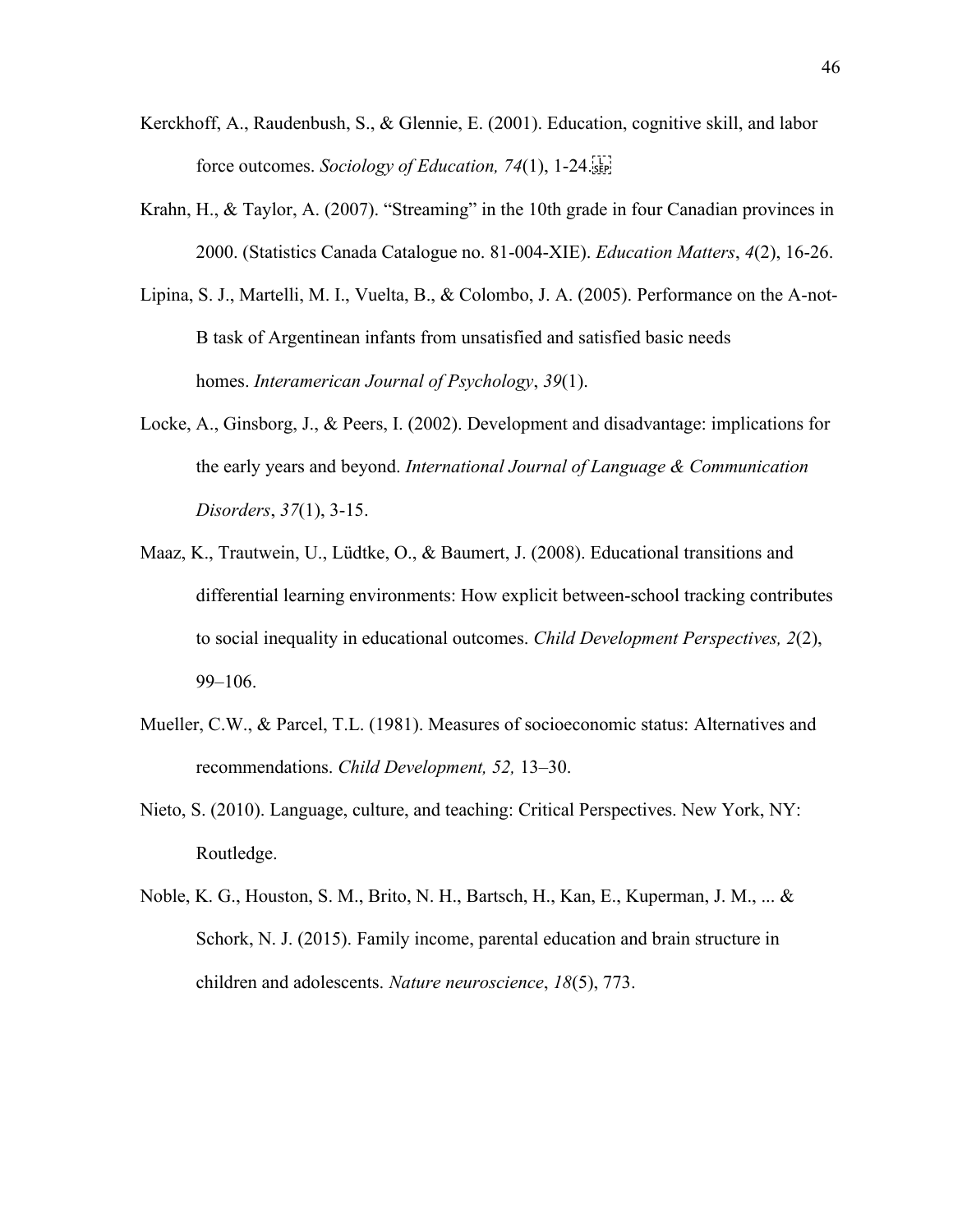Kerckhoff, A., Raudenbush, S., & Glennie, E. (2001). Education, cognitive skill, and labor force outcomes. *Sociology of Education, 74*(1), 1-24.

Krahn, H., & Taylor, A. (2007). "Streaming" in the 10th grade in four Canadian provinces in 2000. (Statistics Canada Catalogue no. 81-004-XIE). *Education Matters*, *4*(2), 16-26.

Lipina, S. J., Martelli, M. I., Vuelta, B., & Colombo, J. A. (2005). Performance on the A-not-B task of Argentinean infants from unsatisfied and satisfied basic needs homes. *Interamerican Journal of Psychology*, *39*(1).

Locke, A., Ginsborg, J., & Peers, I. (2002). Development and disadvantage: implications for the early years and beyond. *International Journal of Language & Communication Disorders*, *37*(1), 3-15.

Maaz, K., Trautwein, U., Lüdtke, O., & Baumert, J. (2008). Educational transitions and differential learning environments: How explicit between-school tracking contributes to social inequality in educational outcomes. *Child Development Perspectives, 2*(2), 99–106.

Mueller, C.W., & Parcel, T.L. (1981). Measures of socioeconomic status: Alternatives and recommendations. *Child Development, 52,* 13–30.

Nieto, S. (2010). Language, culture, and teaching: Critical Perspectives. New York, NY: Routledge.

Noble, K. G., Houston, S. M., Brito, N. H., Bartsch, H., Kan, E., Kuperman, J. M., ... & Schork, N. J. (2015). Family income, parental education and brain structure in children and adolescents. *Nature neuroscience*, *18*(5), 773.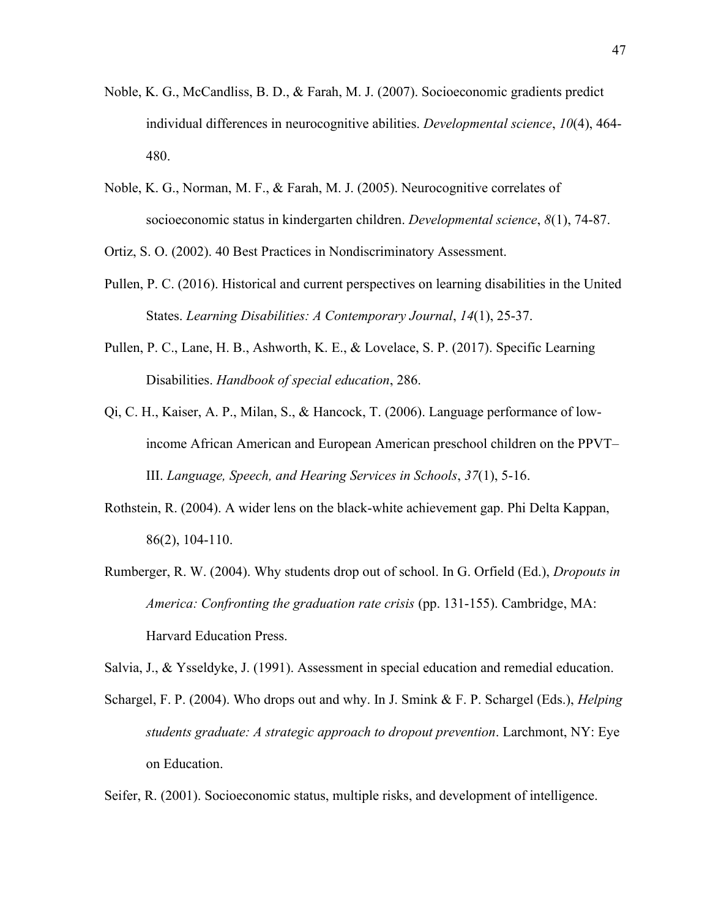Noble, K. G., McCandliss, B. D., & Farah, M. J. (2007). Socioeconomic gradients predict individual differences in neurocognitive abilities. *Developmental science*, *10*(4), 464-480.

Noble, K. G., Norman, M. F., & Farah, M. J. (2005). Neurocognitive correlates of socioeconomic status in kindergarten children. *Developmental science*, *8*(1), 74-87.

Ortiz, S. O. (2002). 40 Best Practices in Nondiscriminatory Assessment.

Pullen, P. C. (2016). Historical and current perspectives on learning disabilities in the United States. *Learning Disabilities: A Contemporary Journal*, *14*(1), 25-37.

Pullen, P. C., Lane, H. B., Ashworth, K. E., & Lovelace, S. P. (2017). Specific Learning Disabilities. *Handbook of special education*, 286.

Qi, C. H., Kaiser, A. P., Milan, S., & Hancock, T. (2006). Language performance of low-income African American and European American preschool children on the PPVT–III. *Language, Speech, and Hearing Services in Schools*, *37*(1), 5-16.

Rothstein, R. (2004). A wider lens on the black-white achievement gap. Phi Delta Kappan, 86(2), 104-110.

Rumberger, R. W. (2004). Why students drop out of school. In G. Orfield (Ed.), *Dropouts in America: Confronting the graduation rate crisis* (pp. 131-155). Cambridge, MA: Harvard Education Press.

Salvia, J., & Ysseldyke, J. (1991). Assessment in special education and remedial education.

Schargel, F. P. (2004). Who drops out and why. In J. Smink & F. P. Schargel (Eds.), *Helping students graduate: A strategic approach to dropout prevention*. Larchmont, NY: Eye on Education.

Seifer, R. (2001). Socioeconomic status, multiple risks, and development of intelligence.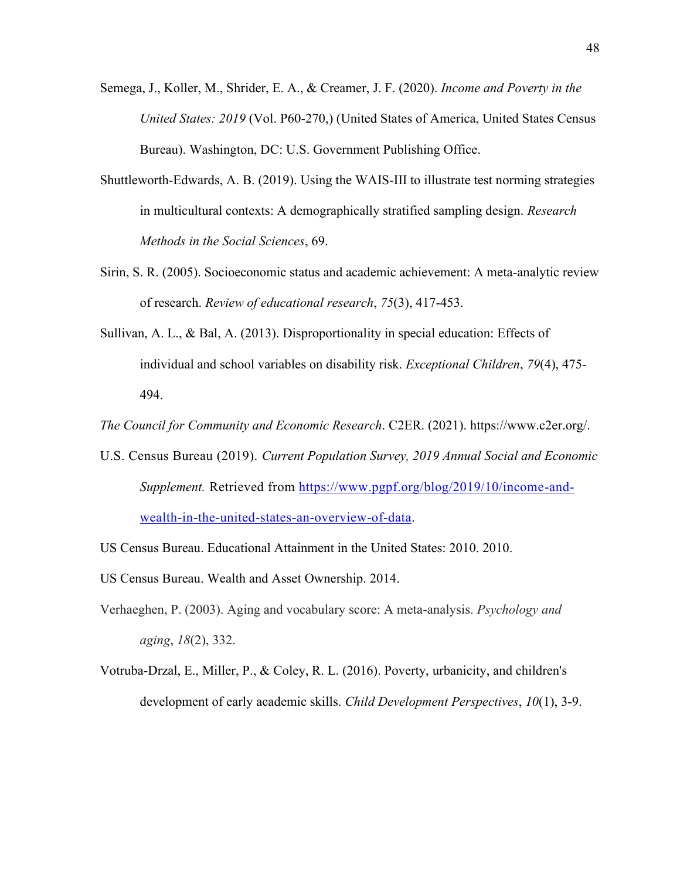Semega, J., Koller, M., Shrider, E. A., & Creamer, J. F. (2020). *Income and Poverty in the United States: 2019* (Vol. P60-270,) (United States of America, United States Census Bureau). Washington, DC: U.S. Government Publishing Office.

Shuttleworth-Edwards, A. B. (2019). Using the WAIS-III to illustrate test norming strategies in multicultural contexts: A demographically stratified sampling design. *Research Methods in the Social Sciences*, 69.

Sirin, S. R. (2005). Socioeconomic status and academic achievement: A meta-analytic review of research. *Review of educational research*, *75*(3), 417-453.

Sullivan, A. L., & Bal, A. (2013). Disproportionality in special education: Effects of individual and school variables on disability risk. *Exceptional Children*, *79*(4), 475-494.

*The Council for Community and Economic Research*. C2ER. (2021). https://www.c2er.org/.

U.S. Census Bureau (2019). *Current Population Survey, 2019 Annual Social and Economic Supplement.* Retrieved from [https://www.pgpf.org/blog/2019/10/income-and-wealth-in-the-united-states-an-overview-of-data](https://www.pgpf.org/blog/2019/10/income-and-wealth-in-the-united-states-an-overview-of-data).

US Census Bureau. Educational Attainment in the United States: 2010. 2010.

US Census Bureau. Wealth and Asset Ownership. 2014.

Verhaeghen, P. (2003). Aging and vocabulary score: A meta-analysis. *Psychology and aging*, *18*(2), 332.

Votruba-Drzal, E., Miller, P., & Coley, R. L. (2016). Poverty, urbanicity, and children's development of early academic skills. *Child Development Perspectives*, *10*(1), 3-9.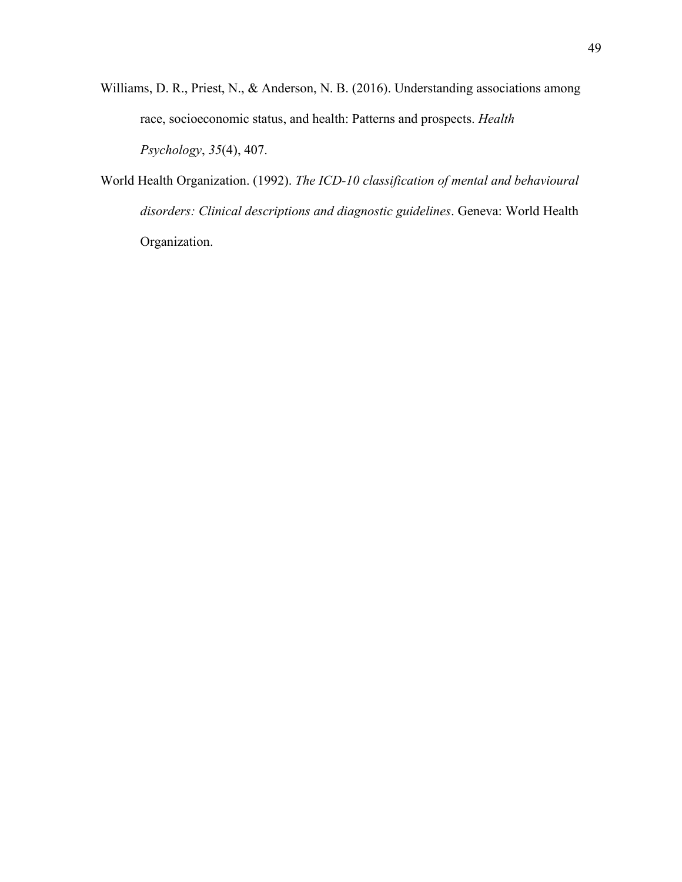Williams, D. R., Priest, N., & Anderson, N. B. (2016). Understanding associations among race, socioeconomic status, and health: Patterns and prospects. *Health Psychology*, *35*(4), 407.

World Health Organization. (1992). *The ICD-10 classification of mental and behavioural disorders: Clinical descriptions and diagnostic guidelines*. Geneva: World Health Organization.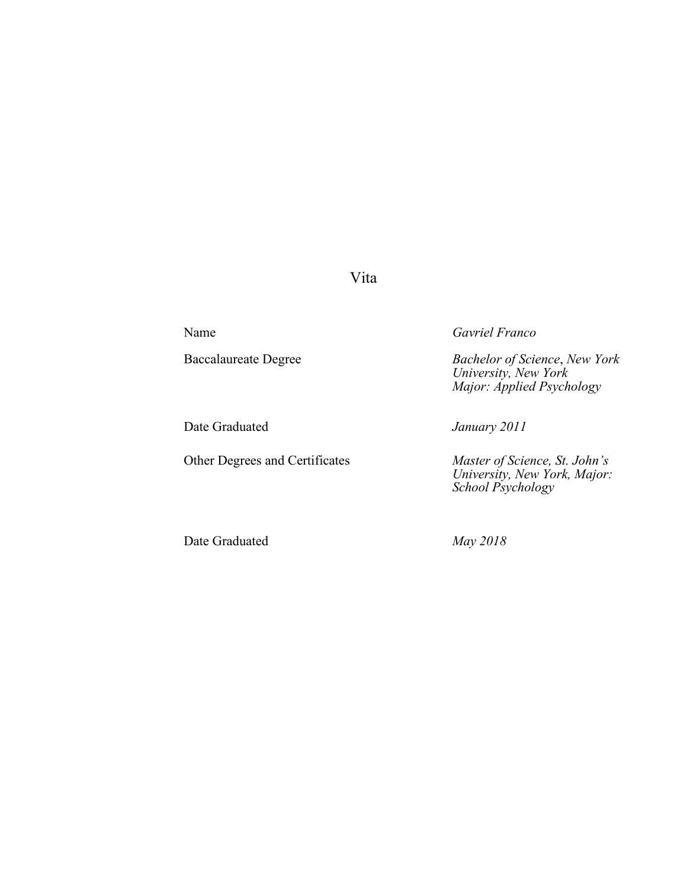# Vita

| | |
|---|---|
| Name | *Gavriel Franco* |
| Baccalaureate Degree | *Bachelor of Science*, *New York University, New York Major: Applied Psychology* |
| Date Graduated | *January 2011* |
| Other Degrees and Certificates | *Master of Science, St. John's University, New York, Major: School Psychology* |
| Date Graduated | *May 2018* |